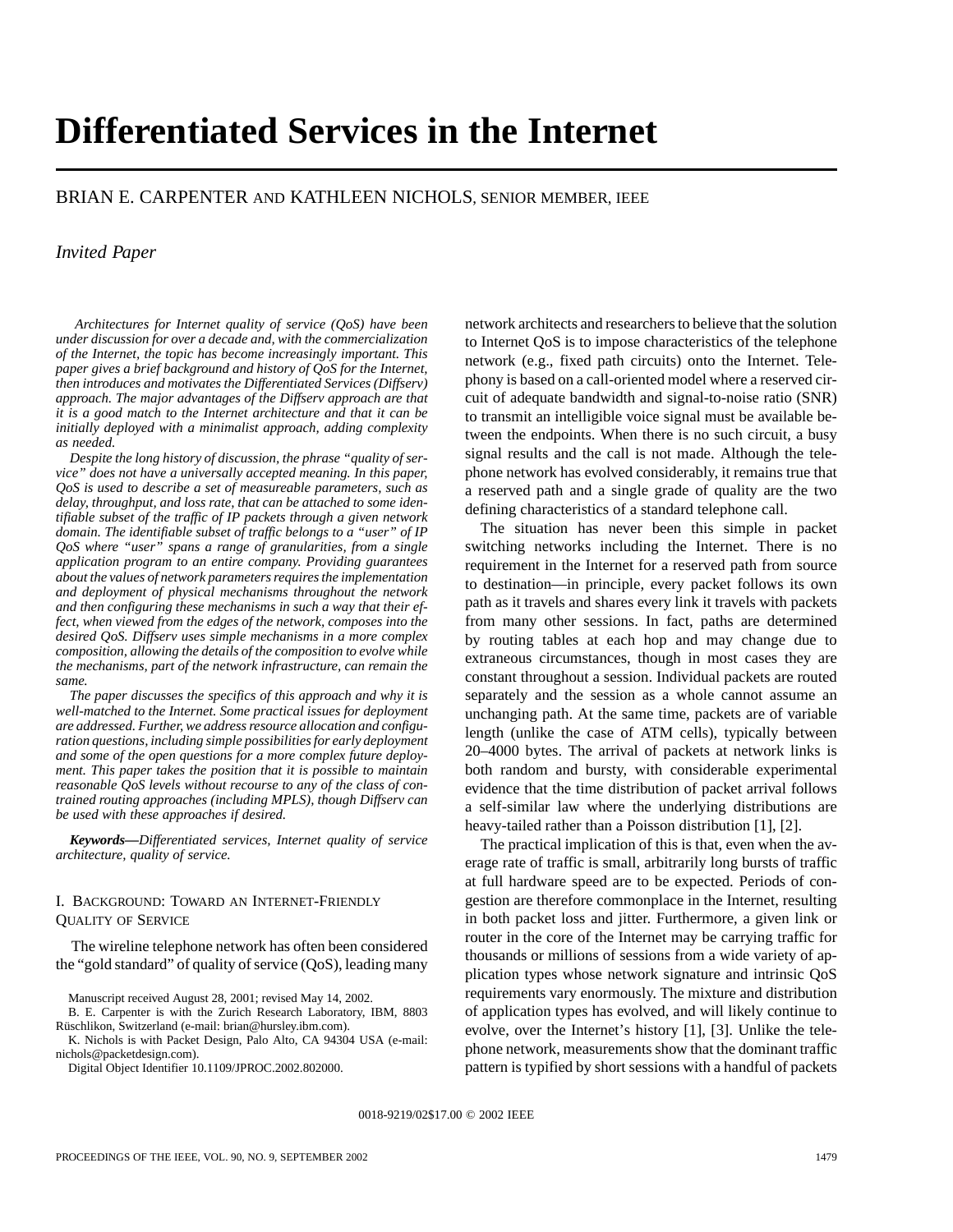# Differentiated Services in the Internet

BRIAN E. CARPENTER AND KATHLEEN NICHOLS, SENIOR MEMBER, IEEE

*Invited Paper*

*Architectures for Internet quality of service (QoS) have been under discussion for over a decade and, with the commercialization of the Internet, the topic has become increasingly important. This paper gives a brief background and history of QoS for the Internet, then introduces and motivates the Differentiated Services (Diffserv) approach. The major advantages of the Diffserv approach are that it is a good match to the Internet architecture and that it can be initially deployed with a minimalist approach, adding complexity as needed.*

*Despite the long history of discussion, the phrase "quality of service" does not have a universally accepted meaning. In this paper, QoS is used to describe a set of measureable parameters, such as delay, throughput, and loss rate, that can be attached to some identifiable subset of the traffic of IP packets through a given network domain. The identifiable subset of traffic belongs to a "user" of IP QoS where "user" spans a range of granularities, from a single application program to an entire company. Providing guarantees about the values of network parameters requires the implementation and deployment of physical mechanisms throughout the network and then configuring these mechanisms in such a way that their effect, when viewed from the edges of the network, composes into the desired QoS. Diffserv uses simple mechanisms in a more complex composition, allowing the details of the composition to evolve while the mechanisms, part of the network infrastructure, can remain the same.*

*The paper discusses the specifics of this approach and why it is well-matched to the Internet. Some practical issues for deployment are addressed. Further, we address resource allocation and configuration questions, including simple possibilities for early deployment and some of the open questions for a more complex future deployment. This paper takes the position that it is possible to maintain reasonable QoS levels without recourse to any of the class of contrained routing approaches (including MPLS), though Diffserv can be used with these approaches if desired.*

***Keywords—****Differentiated services, Internet quality of service architecture, quality of service.*

## I. Background: Toward an Internet-Friendly Quality of Service

The wireline telephone network has often been considered the "gold standard" of quality of service (QoS), leading many network architects and researchers to believe that the solution to Internet QoS is to impose characteristics of the telephone network (e.g., fixed path circuits) onto the Internet. Telephony is based on a call-oriented model where a reserved circuit of adequate bandwidth and signal-to-noise ratio (SNR) to transmit an intelligible voice signal must be available between the endpoints. When there is no such circuit, a busy signal results and the call is not made. Although the telephone network has evolved considerably, it remains true that a reserved path and a single grade of quality are the two defining characteristics of a standard telephone call.

The situation has never been this simple in packet switching networks including the Internet. There is no requirement in the Internet for a reserved path from source to destination—in principle, every packet follows its own path as it travels and shares every link it travels with packets from many other sessions. In fact, paths are determined by routing tables at each hop and may change due to extraneous circumstances, though in most cases they are constant throughout a session. Individual packets are routed separately and the session as a whole cannot assume an unchanging path. At the same time, packets are of variable length (unlike the case of ATM cells), typically between 20–4000 bytes. The arrival of packets at network links is both random and bursty, with considerable experimental evidence that the time distribution of packet arrival follows a self-similar law where the underlying distributions are heavy-tailed rather than a Poisson distribution [1], [2].

The practical implication of this is that, even when the average rate of traffic is small, arbitrarily long bursts of traffic at full hardware speed are to be expected. Periods of congestion are therefore commonplace in the Internet, resulting in both packet loss and jitter. Furthermore, a given link or router in the core of the Internet may be carrying traffic for thousands or millions of sessions from a wide variety of application types whose network signature and intrinsic QoS requirements vary enormously. The mixture and distribution of application types has evolved, and will likely continue to evolve, over the Internet's history [1], [3]. Unlike the telephone network, measurements show that the dominant traffic pattern is typified by short sessions with a handful of packets

Manuscript received August 28, 2001; revised May 14, 2002.

B. E. Carpenter is with the Zurich Research Laboratory, IBM, 8803 Rüschlikon, Switzerland (e-mail: brian@hursley.ibm.com).

K. Nichols is with Packet Design, Palo Alto, CA 94304 USA (e-mail: nichols@packetdesign.com).

Digital Object Identifier 10.1109/JPROC.2002.802000.

0018-9219/02$17.00 © 2002 IEEE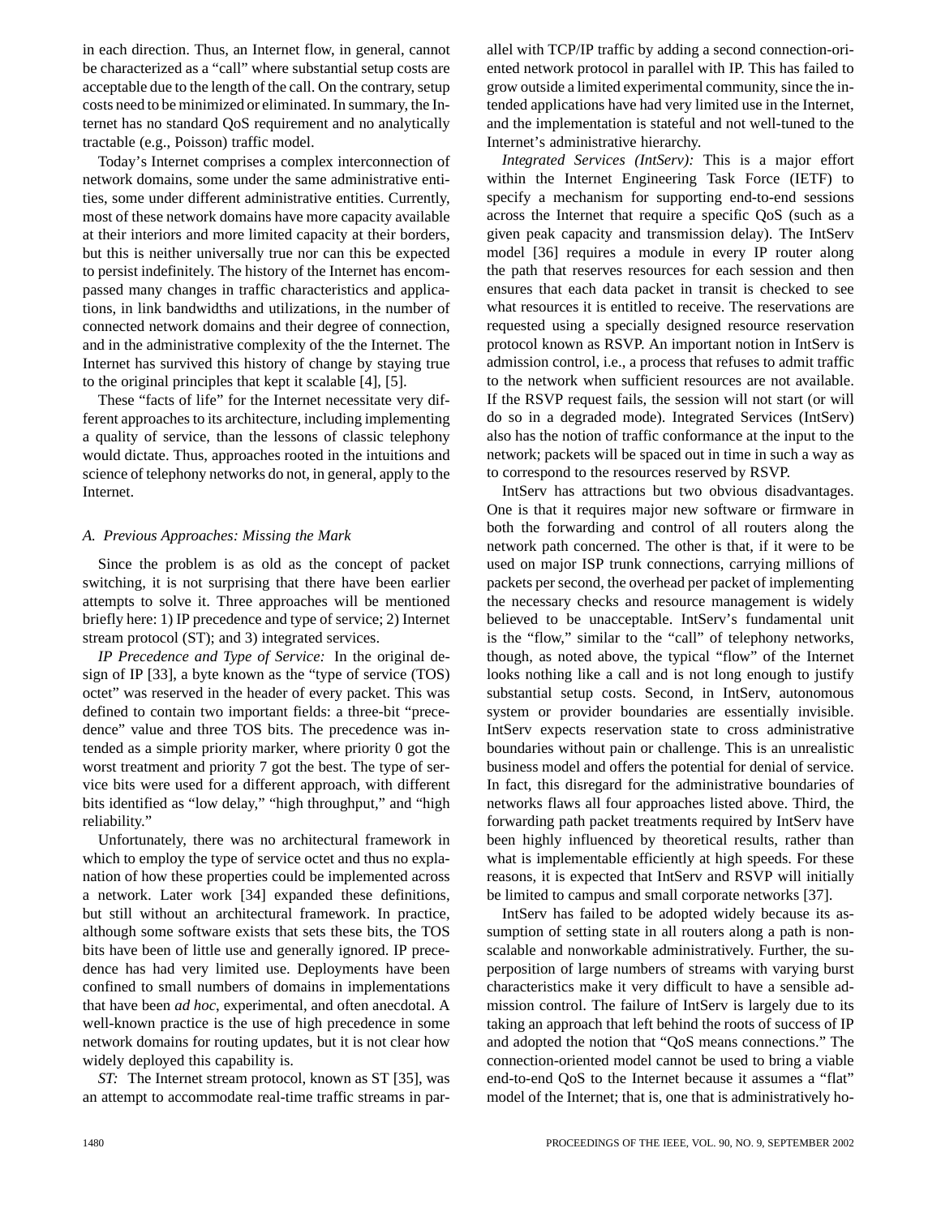in each direction. Thus, an Internet flow, in general, cannot be characterized as a "call" where substantial setup costs are acceptable due to the length of the call. On the contrary, setup costs need to be minimized or eliminated. In summary, the Internet has no standard QoS requirement and no analytically tractable (e.g., Poisson) traffic model.

Today's Internet comprises a complex interconnection of network domains, some under the same administrative entities, some under different administrative entities. Currently, most of these network domains have more capacity available at their interiors and more limited capacity at their borders, but this is neither universally true nor can this be expected to persist indefinitely. The history of the Internet has encompassed many changes in traffic characteristics and applications, in link bandwidths and utilizations, in the number of connected network domains and their degree of connection, and in the administrative complexity of the the Internet. The Internet has survived this history of change by staying true to the original principles that kept it scalable [4], [5].

These "facts of life" for the Internet necessitate very different approaches to its architecture, including implementing a quality of service, than the lessons of classic telephony would dictate. Thus, approaches rooted in the intuitions and science of telephony networks do not, in general, apply to the Internet.

### A. Previous Approaches: Missing the Mark

Since the problem is as old as the concept of packet switching, it is not surprising that there have been earlier attempts to solve it. Three approaches will be mentioned briefly here: 1) IP precedence and type of service; 2) Internet stream protocol (ST); and 3) integrated services.

*IP Precedence and Type of Service:* In the original design of IP [33], a byte known as the "type of service (TOS) octet" was reserved in the header of every packet. This was defined to contain two important fields: a three-bit "precedence" value and three TOS bits. The precedence was intended as a simple priority marker, where priority 0 got the worst treatment and priority 7 got the best. The type of service bits were used for a different approach, with different bits identified as "low delay," "high throughput," and "high reliability."

Unfortunately, there was no architectural framework in which to employ the type of service octet and thus no explanation of how these properties could be implemented across a network. Later work [34] expanded these definitions, but still without an architectural framework. In practice, although some software exists that sets these bits, the TOS bits have been of little use and generally ignored. IP precedence has had very limited use. Deployments have been confined to small numbers of domains in implementations that have been *ad hoc*, experimental, and often anecdotal. A well-known practice is the use of high precedence in some network domains for routing updates, but it is not clear how widely deployed this capability is.

*ST:* The Internet stream protocol, known as ST [35], was an attempt to accommodate real-time traffic streams in parallel with TCP/IP traffic by adding a second connection-oriented network protocol in parallel with IP. This has failed to grow outside a limited experimental community, since the intended applications have had very limited use in the Internet, and the implementation is stateful and not well-tuned to the Internet's administrative hierarchy.

*Integrated Services (IntServ):* This is a major effort within the Internet Engineering Task Force (IETF) to specify a mechanism for supporting end-to-end sessions across the Internet that require a specific QoS (such as a given peak capacity and transmission delay). The IntServ model [36] requires a module in every IP router along the path that reserves resources for each session and then ensures that each data packet in transit is checked to see what resources it is entitled to receive. The reservations are requested using a specially designed resource reservation protocol known as RSVP. An important notion in IntServ is admission control, i.e., a process that refuses to admit traffic to the network when sufficient resources are not available. If the RSVP request fails, the session will not start (or will do so in a degraded mode). Integrated Services (IntServ) also has the notion of traffic conformance at the input to the network; packets will be spaced out in time in such a way as to correspond to the resources reserved by RSVP.

IntServ has attractions but two obvious disadvantages. One is that it requires major new software or firmware in both the forwarding and control of all routers along the network path concerned. The other is that, if it were to be used on major ISP trunk connections, carrying millions of packets per second, the overhead per packet of implementing the necessary checks and resource management is widely believed to be unacceptable. IntServ's fundamental unit is the "flow," similar to the "call" of telephony networks, though, as noted above, the typical "flow" of the Internet looks nothing like a call and is not long enough to justify substantial setup costs. Second, in IntServ, autonomous system or provider boundaries are essentially invisible. IntServ expects reservation state to cross administrative boundaries without pain or challenge. This is an unrealistic business model and offers the potential for denial of service. In fact, this disregard for the administrative boundaries of networks flaws all four approaches listed above. Third, the forwarding path packet treatments required by IntServ have been highly influenced by theoretical results, rather than what is implementable efficiently at high speeds. For these reasons, it is expected that IntServ and RSVP will initially be limited to campus and small corporate networks [37].

IntServ has failed to be adopted widely because its assumption of setting state in all routers along a path is nonscalable and nonworkable administratively. Further, the superposition of large numbers of streams with varying burst characteristics make it very difficult to have a sensible admission control. The failure of IntServ is largely due to its taking an approach that left behind the roots of success of IP and adopted the notion that "QoS means connections." The connection-oriented model cannot be used to bring a viable end-to-end QoS to the Internet because it assumes a "flat" model of the Internet; that is, one that is administratively ho-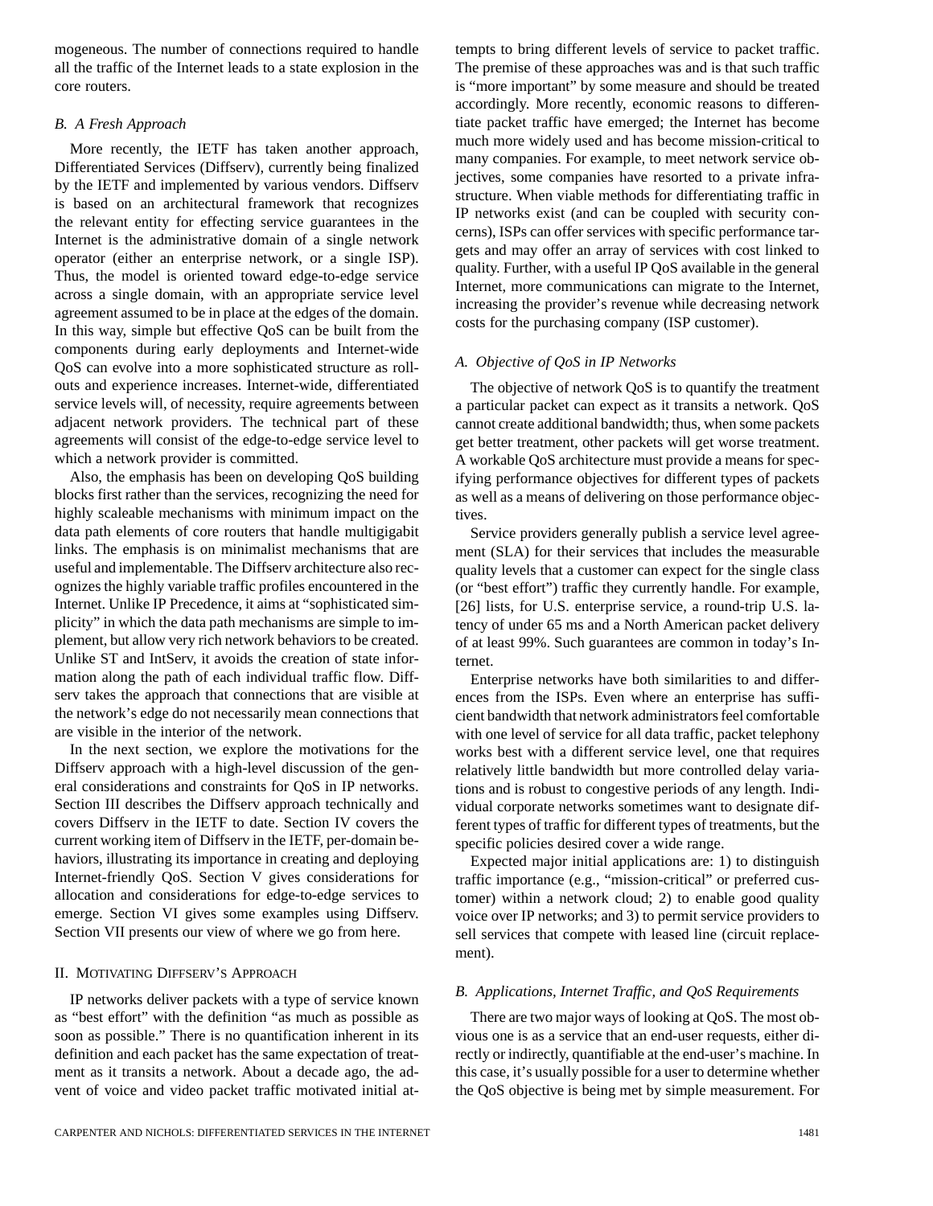mogeneous. The number of connections required to handle all the traffic of the Internet leads to a state explosion in the core routers.

### *B. A Fresh Approach*

More recently, the IETF has taken another approach, Differentiated Services (Diffserv), currently being finalized by the IETF and implemented by various vendors. Diffserv is based on an architectural framework that recognizes the relevant entity for effecting service guarantees in the Internet is the administrative domain of a single network operator (either an enterprise network, or a single ISP). Thus, the model is oriented toward edge-to-edge service across a single domain, with an appropriate service level agreement assumed to be in place at the edges of the domain. In this way, simple but effective QoS can be built from the components during early deployments and Internet-wide QoS can evolve into a more sophisticated structure as rollouts and experience increases. Internet-wide, differentiated service levels will, of necessity, require agreements between adjacent network providers. The technical part of these agreements will consist of the edge-to-edge service level to which a network provider is committed.

Also, the emphasis has been on developing QoS building blocks first rather than the services, recognizing the need for highly scaleable mechanisms with minimum impact on the data path elements of core routers that handle multigigabit links. The emphasis is on minimalist mechanisms that are useful and implementable. The Diffserv architecture also recognizes the highly variable traffic profiles encountered in the Internet. Unlike IP Precedence, it aims at "sophisticated simplicity" in which the data path mechanisms are simple to implement, but allow very rich network behaviors to be created. Unlike ST and IntServ, it avoids the creation of state information along the path of each individual traffic flow. Diffserv takes the approach that connections that are visible at the network's edge do not necessarily mean connections that are visible in the interior of the network.

In the next section, we explore the motivations for the Diffserv approach with a high-level discussion of the general considerations and constraints for QoS in IP networks. Section III describes the Diffserv approach technically and covers Diffserv in the IETF to date. Section IV covers the current working item of Diffserv in the IETF, per-domain behaviors, illustrating its importance in creating and deploying Internet-friendly QoS. Section V gives considerations for allocation and considerations for edge-to-edge services to emerge. Section VI gives some examples using Diffserv. Section VII presents our view of where we go from here.

## II. Motivating Diffserv's Approach

IP networks deliver packets with a type of service known as "best effort" with the definition "as much as possible as soon as possible." There is no quantification inherent in its definition and each packet has the same expectation of treatment as it transits a network. About a decade ago, the advent of voice and video packet traffic motivated initial attempts to bring different levels of service to packet traffic. The premise of these approaches was and is that such traffic is "more important" by some measure and should be treated accordingly. More recently, economic reasons to differentiate packet traffic have emerged; the Internet has become much more widely used and has become mission-critical to many companies. For example, to meet network service objectives, some companies have resorted to a private infrastructure. When viable methods for differentiating traffic in IP networks exist (and can be coupled with security concerns), ISPs can offer services with specific performance targets and may offer an array of services with cost linked to quality. Further, with a useful IP QoS available in the general Internet, more communications can migrate to the Internet, increasing the provider's revenue while decreasing network costs for the purchasing company (ISP customer).

### *A. Objective of QoS in IP Networks*

The objective of network QoS is to quantify the treatment a particular packet can expect as it transits a network. QoS cannot create additional bandwidth; thus, when some packets get better treatment, other packets will get worse treatment. A workable QoS architecture must provide a means for specifying performance objectives for different types of packets as well as a means of delivering on those performance objectives.

Service providers generally publish a service level agreement (SLA) for their services that includes the measurable quality levels that a customer can expect for the single class (or "best effort") traffic they currently handle. For example, [26] lists, for U.S. enterprise service, a round-trip U.S. latency of under 65 ms and a North American packet delivery of at least 99%. Such guarantees are common in today's Internet.

Enterprise networks have both similarities to and differences from the ISPs. Even where an enterprise has sufficient bandwidth that network administrators feel comfortable with one level of service for all data traffic, packet telephony works best with a different service level, one that requires relatively little bandwidth but more controlled delay variations and is robust to congestive periods of any length. Individual corporate networks sometimes want to designate different types of traffic for different types of treatments, but the specific policies desired cover a wide range.

Expected major initial applications are: 1) to distinguish traffic importance (e.g., "mission-critical" or preferred customer) within a network cloud; 2) to enable good quality voice over IP networks; and 3) to permit service providers to sell services that compete with leased line (circuit replacement).

### *B. Applications, Internet Traffic, and QoS Requirements*

There are two major ways of looking at QoS. The most obvious one is as a service that an end-user requests, either directly or indirectly, quantifiable at the end-user's machine. In this case, it's usually possible for a user to determine whether the QoS objective is being met by simple measurement. For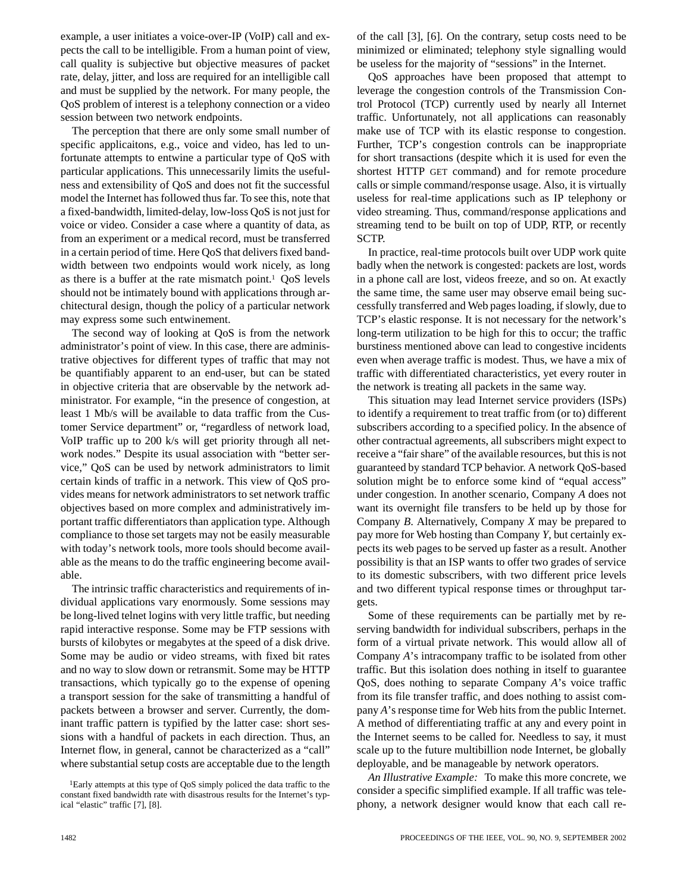example, a user initiates a voice-over-IP (VoIP) call and expects the call to be intelligible. From a human point of view, call quality is subjective but objective measures of packet rate, delay, jitter, and loss are required for an intelligible call and must be supplied by the network. For many people, the QoS problem of interest is a telephony connection or a video session between two network endpoints.

The perception that there are only some small number of specific applicaitons, e.g., voice and video, has led to unfortunate attempts to entwine a particular type of QoS with particular applications. This unnecessarily limits the usefulness and extensibility of QoS and does not fit the successful model the Internet has followed thus far. To see this, note that a fixed-bandwidth, limited-delay, low-loss QoS is not just for voice or video. Consider a case where a quantity of data, as from an experiment or a medical record, must be transferred in a certain period of time. Here QoS that delivers fixed bandwidth between two endpoints would work nicely, as long as there is a buffer at the rate mismatch point.[1] QoS levels should not be intimately bound with applications through architectural design, though the policy of a particular network may express some such entwinement.

The second way of looking at QoS is from the network administrator's point of view. In this case, there are administrative objectives for different types of traffic that may not be quantifiably apparent to an end-user, but can be stated in objective criteria that are observable by the network administrator. For example, "in the presence of congestion, at least 1 Mb/s will be available to data traffic from the Customer Service department" or, "regardless of network load, VoIP traffic up to 200 k/s will get priority through all network nodes." Despite its usual association with "better service," QoS can be used by network administrators to limit certain kinds of traffic in a network. This view of QoS provides means for network administrators to set network traffic objectives based on more complex and administratively important traffic differentiators than application type. Although compliance to those set targets may not be easily measurable with today's network tools, more tools should become available as the means to do the traffic engineering become available.

The intrinsic traffic characteristics and requirements of individual applications vary enormously. Some sessions may be long-lived telnet logins with very little traffic, but needing rapid interactive response. Some may be FTP sessions with bursts of kilobytes or megabytes at the speed of a disk drive. Some may be audio or video streams, with fixed bit rates and no way to slow down or retransmit. Some may be HTTP transactions, which typically go to the expense of opening a transport session for the sake of transmitting a handful of packets between a browser and server. Currently, the dominant traffic pattern is typified by the latter case: short sessions with a handful of packets in each direction. Thus, an Internet flow, in general, cannot be characterized as a "call" where substantial setup costs are acceptable due to the length of the call [3], [6]. On the contrary, setup costs need to be minimized or eliminated; telephony style signalling would be useless for the majority of "sessions" in the Internet.

QoS approaches have been proposed that attempt to leverage the congestion controls of the Transmission Control Protocol (TCP) currently used by nearly all Internet traffic. Unfortunately, not all applications can reasonably make use of TCP with its elastic response to congestion. Further, TCP's congestion controls can be inappropriate for short transactions (despite which it is used for even the shortest HTTP GET command) and for remote procedure calls or simple command/response usage. Also, it is virtually useless for real-time applications such as IP telephony or video streaming. Thus, command/response applications and streaming tend to be built on top of UDP, RTP, or recently SCTP.

In practice, real-time protocols built over UDP work quite badly when the network is congested: packets are lost, words in a phone call are lost, videos freeze, and so on. At exactly the same time, the same user may observe email being successfully transferred and Web pages loading, if slowly, due to TCP's elastic response. It is not necessary for the network's long-term utilization to be high for this to occur; the traffic burstiness mentioned above can lead to congestive incidents even when average traffic is modest. Thus, we have a mix of traffic with differentiated characteristics, yet every router in the network is treating all packets in the same way.

This situation may lead Internet service providers (ISPs) to identify a requirement to treat traffic from (or to) different subscribers according to a specified policy. In the absence of other contractual agreements, all subscribers might expect to receive a "fair share" of the available resources, but this is not guaranteed by standard TCP behavior. A network QoS-based solution might be to enforce some kind of "equal access" under congestion. In another scenario, Company *A* does not want its overnight file transfers to be held up by those for Company *B*. Alternatively, Company *X* may be prepared to pay more for Web hosting than Company *Y*, but certainly expects its web pages to be served up faster as a result. Another possibility is that an ISP wants to offer two grades of service to its domestic subscribers, with two different price levels and two different typical response times or throughput targets.

Some of these requirements can be partially met by reserving bandwidth for individual subscribers, perhaps in the form of a virtual private network. This would allow all of Company *A*'s intracompany traffic to be isolated from other traffic. But this isolation does nothing in itself to guarantee QoS, does nothing to separate Company *A*'s voice traffic from its file transfer traffic, and does nothing to assist company *A*'s response time for Web hits from the public Internet. A method of differentiating traffic at any and every point in the Internet seems to be called for. Needless to say, it must scale up to the future multibillion node Internet, be globally deployable, and be manageable by network operators.

*An Illustrative Example:* To make this more concrete, we consider a specific simplified example. If all traffic was telephony, a network designer would know that each call re-

[1] Early attempts at this type of QoS simply policed the data traffic to the constant fixed bandwidth rate with disastrous results for the Internet's typical "elastic" traffic [7], [8].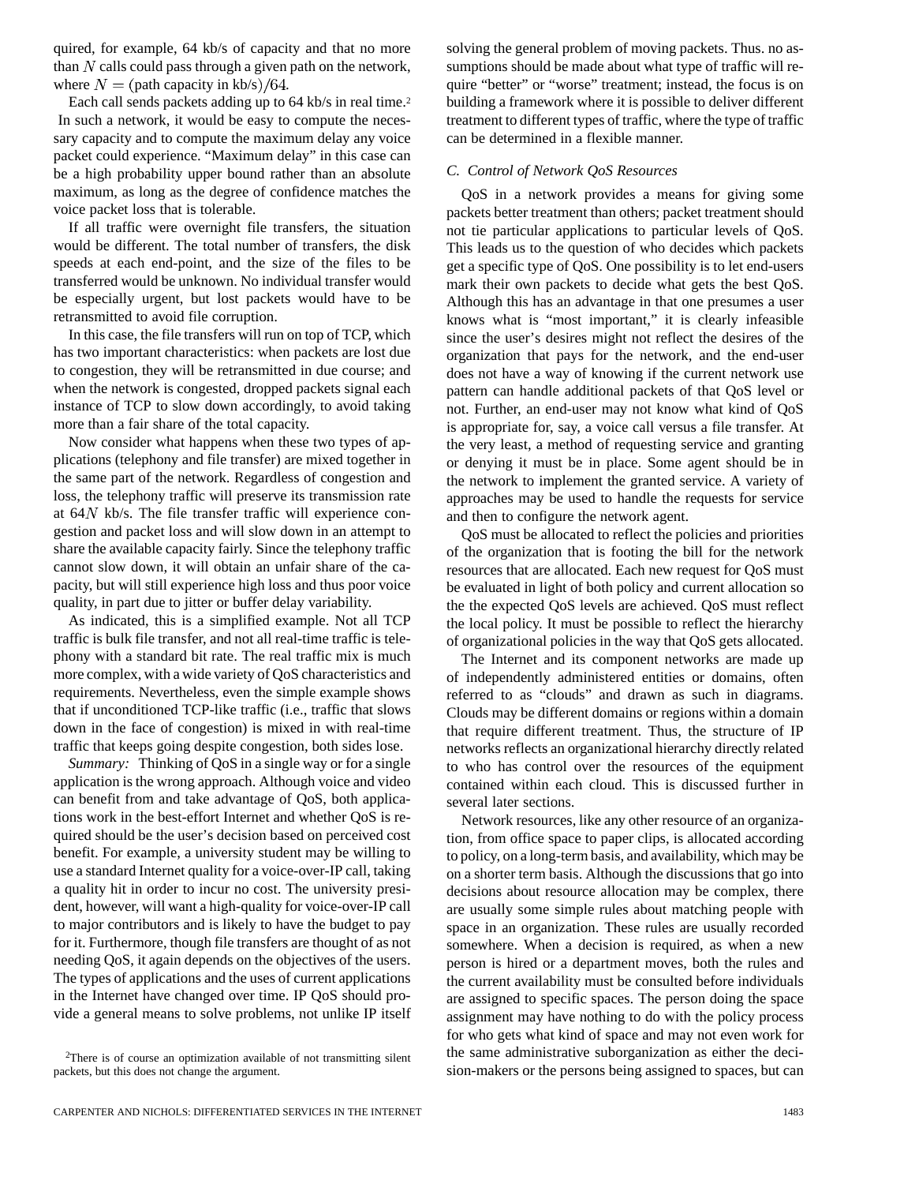quired, for example, 64 kb/s of capacity and that no more than $N$ calls could pass through a given path on the network, where $N = (\text{path capacity in kb/s})/64$.

Each call sends packets adding up to 64 kb/s in real time.[2] In such a network, it would be easy to compute the necessary capacity and to compute the maximum delay any voice packet could experience. "Maximum delay" in this case can be a high probability upper bound rather than an absolute maximum, as long as the degree of confidence matches the voice packet loss that is tolerable.

If all traffic were overnight file transfers, the situation would be different. The total number of transfers, the disk speeds at each end-point, and the size of the files to be transferred would be unknown. No individual transfer would be especially urgent, but lost packets would have to be retransmitted to avoid file corruption.

In this case, the file transfers will run on top of TCP, which has two important characteristics: when packets are lost due to congestion, they will be retransmitted in due course; and when the network is congested, dropped packets signal each instance of TCP to slow down accordingly, to avoid taking more than a fair share of the total capacity.

Now consider what happens when these two types of applications (telephony and file transfer) are mixed together in the same part of the network. Regardless of congestion and loss, the telephony traffic will preserve its transmission rate at $64N$ kb/s. The file transfer traffic will experience congestion and packet loss and will slow down in an attempt to share the available capacity fairly. Since the telephony traffic cannot slow down, it will obtain an unfair share of the capacity, but will still experience high loss and thus poor voice quality, in part due to jitter or buffer delay variability.

As indicated, this is a simplified example. Not all TCP traffic is bulk file transfer, and not all real-time traffic is telephony with a standard bit rate. The real traffic mix is much more complex, with a wide variety of QoS characteristics and requirements. Nevertheless, even the simple example shows that if unconditioned TCP-like traffic (i.e., traffic that slows down in the face of congestion) is mixed in with real-time traffic that keeps going despite congestion, both sides lose.

*Summary:* Thinking of QoS in a single way or for a single application is the wrong approach. Although voice and video can benefit from and take advantage of QoS, both applications work in the best-effort Internet and whether QoS is required should be the user's decision based on perceived cost benefit. For example, a university student may be willing to use a standard Internet quality for a voice-over-IP call, taking a quality hit in order to incur no cost. The university president, however, will want a high-quality for voice-over-IP call to major contributors and is likely to have the budget to pay for it. Furthermore, though file transfers are thought of as not needing QoS, it again depends on the objectives of the users. The types of applications and the uses of current applications in the Internet have changed over time. IP QoS should provide a general means to solve problems, not unlike IP itself solving the general problem of moving packets. Thus. no assumptions should be made about what type of traffic will require "better" or "worse" treatment; instead, the focus is on building a framework where it is possible to deliver different treatment to different types of traffic, where the type of traffic can be determined in a flexible manner.

[2]There is of course an optimization available of not transmitting silent packets, but this does not change the argument.

### C. Control of Network QoS Resources

QoS in a network provides a means for giving some packets better treatment than others; packet treatment should not tie particular applications to particular levels of QoS. This leads us to the question of who decides which packets get a specific type of QoS. One possibility is to let end-users mark their own packets to decide what gets the best QoS. Although this has an advantage in that one presumes a user knows what is "most important," it is clearly infeasible since the user's desires might not reflect the desires of the organization that pays for the network, and the end-user does not have a way of knowing if the current network use pattern can handle additional packets of that QoS level or not. Further, an end-user may not know what kind of QoS is appropriate for, say, a voice call versus a file transfer. At the very least, a method of requesting service and granting or denying it must be in place. Some agent should be in the network to implement the granted service. A variety of approaches may be used to handle the requests for service and then to configure the network agent.

QoS must be allocated to reflect the policies and priorities of the organization that is footing the bill for the network resources that are allocated. Each new request for QoS must be evaluated in light of both policy and current allocation so the the expected QoS levels are achieved. QoS must reflect the local policy. It must be possible to reflect the hierarchy of organizational policies in the way that QoS gets allocated.

The Internet and its component networks are made up of independently administered entities or domains, often referred to as "clouds" and drawn as such in diagrams. Clouds may be different domains or regions within a domain that require different treatment. Thus, the structure of IP networks reflects an organizational hierarchy directly related to who has control over the resources of the equipment contained within each cloud. This is discussed further in several later sections.

Network resources, like any other resource of an organization, from office space to paper clips, is allocated according to policy, on a long-term basis, and availability, which may be on a shorter term basis. Although the discussions that go into decisions about resource allocation may be complex, there are usually some simple rules about matching people with space in an organization. These rules are usually recorded somewhere. When a decision is required, as when a new person is hired or a department moves, both the rules and the current availability must be consulted before individuals are assigned to specific spaces. The person doing the space assignment may have nothing to do with the policy process for who gets what kind of space and may not even work for the same administrative suborganization as either the decision-makers or the persons being assigned to spaces, but can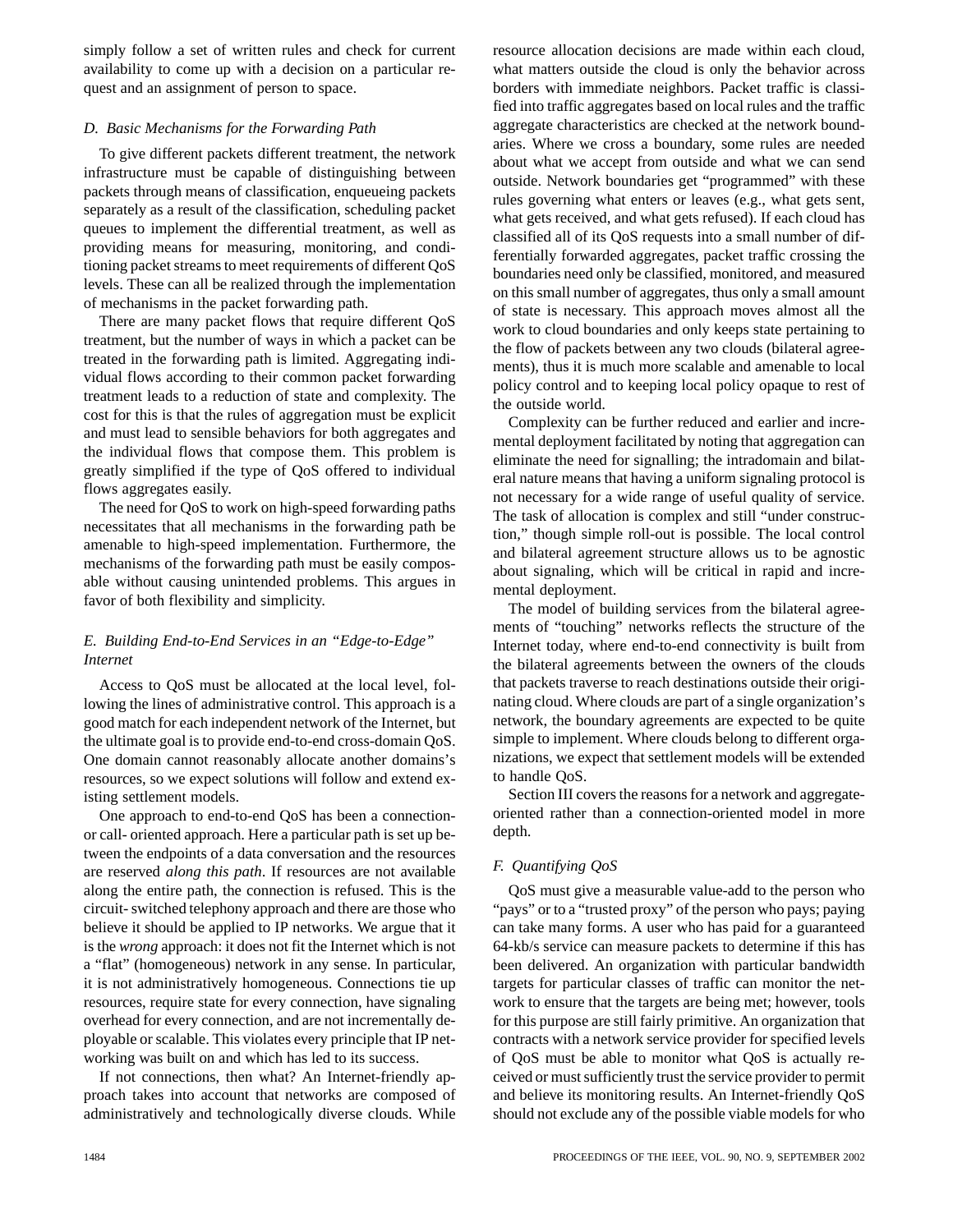simply follow a set of written rules and check for current availability to come up with a decision on a particular request and an assignment of person to space.

### D. Basic Mechanisms for the Forwarding Path

To give different packets different treatment, the network infrastructure must be capable of distinguishing between packets through means of classification, enqueueing packets separately as a result of the classification, scheduling packet queues to implement the differential treatment, as well as providing means for measuring, monitoring, and conditioning packet streams to meet requirements of different QoS levels. These can all be realized through the implementation of mechanisms in the packet forwarding path.

There are many packet flows that require different QoS treatment, but the number of ways in which a packet can be treated in the forwarding path is limited. Aggregating individual flows according to their common packet forwarding treatment leads to a reduction of state and complexity. The cost for this is that the rules of aggregation must be explicit and must lead to sensible behaviors for both aggregates and the individual flows that compose them. This problem is greatly simplified if the type of QoS offered to individual flows aggregates easily.

The need for QoS to work on high-speed forwarding paths necessitates that all mechanisms in the forwarding path be amenable to high-speed implementation. Furthermore, the mechanisms of the forwarding path must be easily composable without causing unintended problems. This argues in favor of both flexibility and simplicity.

### E. Building End-to-End Services in an "Edge-to-Edge" Internet

Access to QoS must be allocated at the local level, following the lines of administrative control. This approach is a good match for each independent network of the Internet, but the ultimate goal is to provide end-to-end cross-domain QoS. One domain cannot reasonably allocate another domains's resources, so we expect solutions will follow and extend existing settlement models.

One approach to end-to-end QoS has been a connection- or call- oriented approach. Here a particular path is set up between the endpoints of a data conversation and the resources are reserved *along this path*. If resources are not available along the entire path, the connection is refused. This is the circuit- switched telephony approach and there are those who believe it should be applied to IP networks. We argue that it is the *wrong* approach: it does not fit the Internet which is not a "flat" (homogeneous) network in any sense. In particular, it is not administratively homogeneous. Connections tie up resources, require state for every connection, have signaling overhead for every connection, and are not incrementally deployable or scalable. This violates every principle that IP networking was built on and which has led to its success.

If not connections, then what? An Internet-friendly approach takes into account that networks are composed of administratively and technologically diverse clouds. While resource allocation decisions are made within each cloud, what matters outside the cloud is only the behavior across borders with immediate neighbors. Packet traffic is classified into traffic aggregates based on local rules and the traffic aggregate characteristics are checked at the network boundaries. Where we cross a boundary, some rules are needed about what we accept from outside and what we can send outside. Network boundaries get "programmed" with these rules governing what enters or leaves (e.g., what gets sent, what gets received, and what gets refused). If each cloud has classified all of its QoS requests into a small number of differentially forwarded aggregates, packet traffic crossing the boundaries need only be classified, monitored, and measured on this small number of aggregates, thus only a small amount of state is necessary. This approach moves almost all the work to cloud boundaries and only keeps state pertaining to the flow of packets between any two clouds (bilateral agreements), thus it is much more scalable and amenable to local policy control and to keeping local policy opaque to rest of the outside world.

Complexity can be further reduced and earlier and incremental deployment facilitated by noting that aggregation can eliminate the need for signalling; the intradomain and bilateral nature means that having a uniform signaling protocol is not necessary for a wide range of useful quality of service. The task of allocation is complex and still "under construction," though simple roll-out is possible. The local control and bilateral agreement structure allows us to be agnostic about signaling, which will be critical in rapid and incremental deployment.

The model of building services from the bilateral agreements of "touching" networks reflects the structure of the Internet today, where end-to-end connectivity is built from the bilateral agreements between the owners of the clouds that packets traverse to reach destinations outside their originating cloud. Where clouds are part of a single organization's network, the boundary agreements are expected to be quite simple to implement. Where clouds belong to different organizations, we expect that settlement models will be extended to handle QoS.

Section III covers the reasons for a network and aggregate-oriented rather than a connection-oriented model in more depth.

### F. Quantifying QoS

QoS must give a measurable value-add to the person who "pays" or to a "trusted proxy" of the person who pays; paying can take many forms. A user who has paid for a guaranteed 64-kb/s service can measure packets to determine if this has been delivered. An organization with particular bandwidth targets for particular classes of traffic can monitor the network to ensure that the targets are being met; however, tools for this purpose are still fairly primitive. An organization that contracts with a network service provider for specified levels of QoS must be able to monitor what QoS is actually received or must sufficiently trust the service provider to permit and believe its monitoring results. An Internet-friendly QoS should not exclude any of the possible viable models for who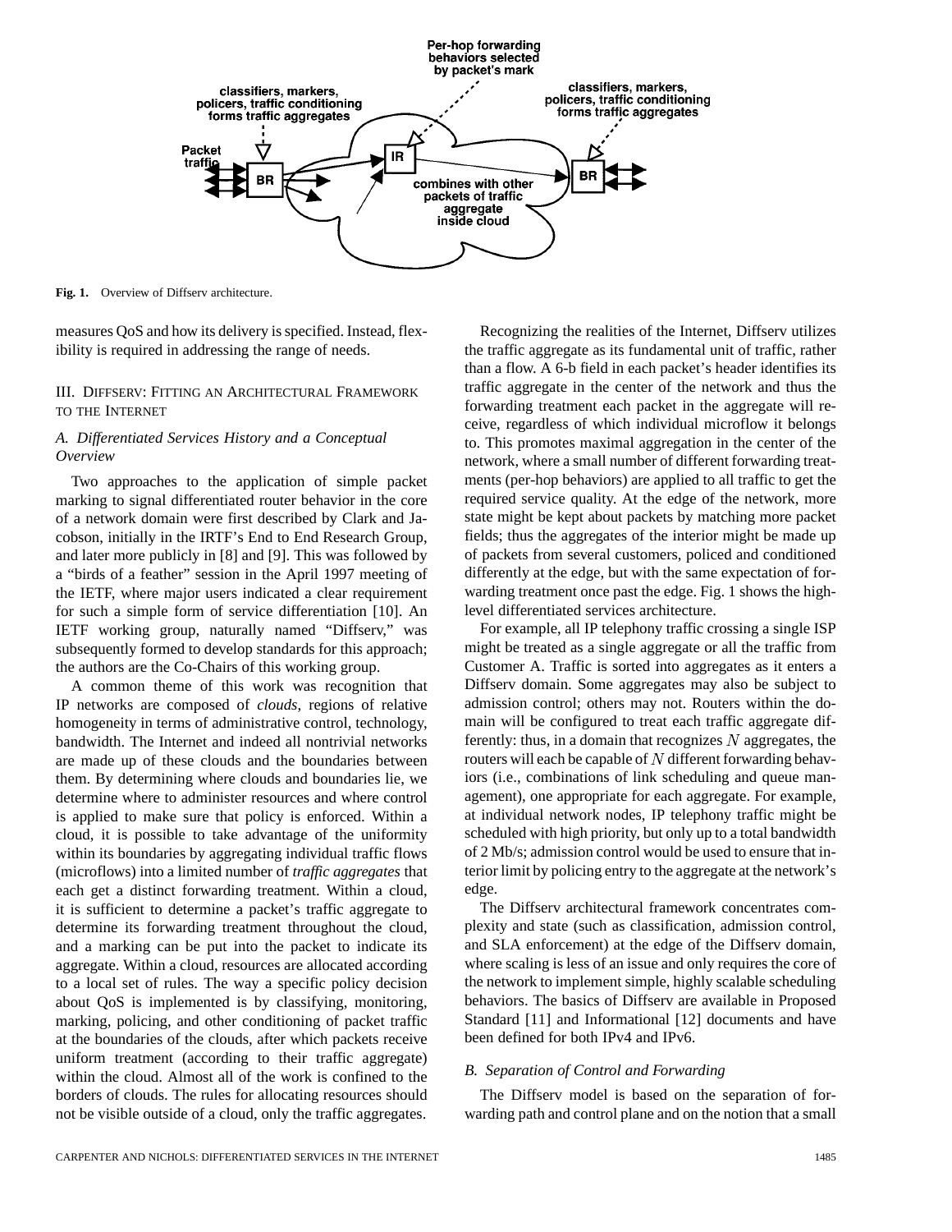Fig. 1. Overview of Diffserv architecture.

measures QoS and how its delivery is specified. Instead, flexibility is required in addressing the range of needs.

## III. Diffserv: Fitting an Architectural Framework to the Internet

### A. Differentiated Services History and a Conceptual Overview

Two approaches to the application of simple packet marking to signal differentiated router behavior in the core of a network domain were first described by Clark and Jacobson, initially in the IRTF's End to End Research Group, and later more publicly in [8] and [9]. This was followed by a "birds of a feather" session in the April 1997 meeting of the IETF, where major users indicated a clear requirement for such a simple form of service differentiation [10]. An IETF working group, naturally named "Diffserv," was subsequently formed to develop standards for this approach; the authors are the Co-Chairs of this working group.

A common theme of this work was recognition that IP networks are composed of *clouds*, regions of relative homogeneity in terms of administrative control, technology, bandwidth. The Internet and indeed all nontrivial networks are made up of these clouds and the boundaries between them. By determining where clouds and boundaries lie, we determine where to administer resources and where control is applied to make sure that policy is enforced. Within a cloud, it is possible to take advantage of the uniformity within its boundaries by aggregating individual traffic flows (microflows) into a limited number of *traffic aggregates* that each get a distinct forwarding treatment. Within a cloud, it is sufficient to determine a packet's traffic aggregate to determine its forwarding treatment throughout the cloud, and a marking can be put into the packet to indicate its aggregate. Within a cloud, resources are allocated according to a local set of rules. The way a specific policy decision about QoS is implemented is by classifying, monitoring, marking, policing, and other conditioning of packet traffic at the boundaries of the clouds, after which packets receive uniform treatment (according to their traffic aggregate) within the cloud. Almost all of the work is confined to the borders of clouds. The rules for allocating resources should not be visible outside of a cloud, only the traffic aggregates.

Recognizing the realities of the Internet, Diffserv utilizes the traffic aggregate as its fundamental unit of traffic, rather than a flow. A 6-b field in each packet's header identifies its traffic aggregate in the center of the network and thus the forwarding treatment each packet in the aggregate will receive, regardless of which individual microflow it belongs to. This promotes maximal aggregation in the center of the network, where a small number of different forwarding treatments (per-hop behaviors) are applied to all traffic to get the required service quality. At the edge of the network, more state might be kept about packets by matching more packet fields; thus the aggregates of the interior might be made up of packets from several customers, policed and conditioned differently at the edge, but with the same expectation of forwarding treatment once past the edge. Fig. 1 shows the high-level differentiated services architecture.

For example, all IP telephony traffic crossing a single ISP might be treated as a single aggregate or all the traffic from Customer A. Traffic is sorted into aggregates as it enters a Diffserv domain. Some aggregates may also be subject to admission control; others may not. Routers within the domain will be configured to treat each traffic aggregate differently: thus, in a domain that recognizes $N$ aggregates, the routers will each be capable of $N$ different forwarding behaviors (i.e., combinations of link scheduling and queue management), one appropriate for each aggregate. For example, at individual network nodes, IP telephony traffic might be scheduled with high priority, but only up to a total bandwidth of 2 Mb/s; admission control would be used to ensure that interior limit by policing entry to the aggregate at the network's edge.

The Diffserv architectural framework concentrates complexity and state (such as classification, admission control, and SLA enforcement) at the edge of the Diffserv domain, where scaling is less of an issue and only requires the core of the network to implement simple, highly scalable scheduling behaviors. The basics of Diffserv are available in Proposed Standard [11] and Informational [12] documents and have been defined for both IPv4 and IPv6.

### B. Separation of Control and Forwarding

The Diffserv model is based on the separation of forwarding path and control plane and on the notion that a small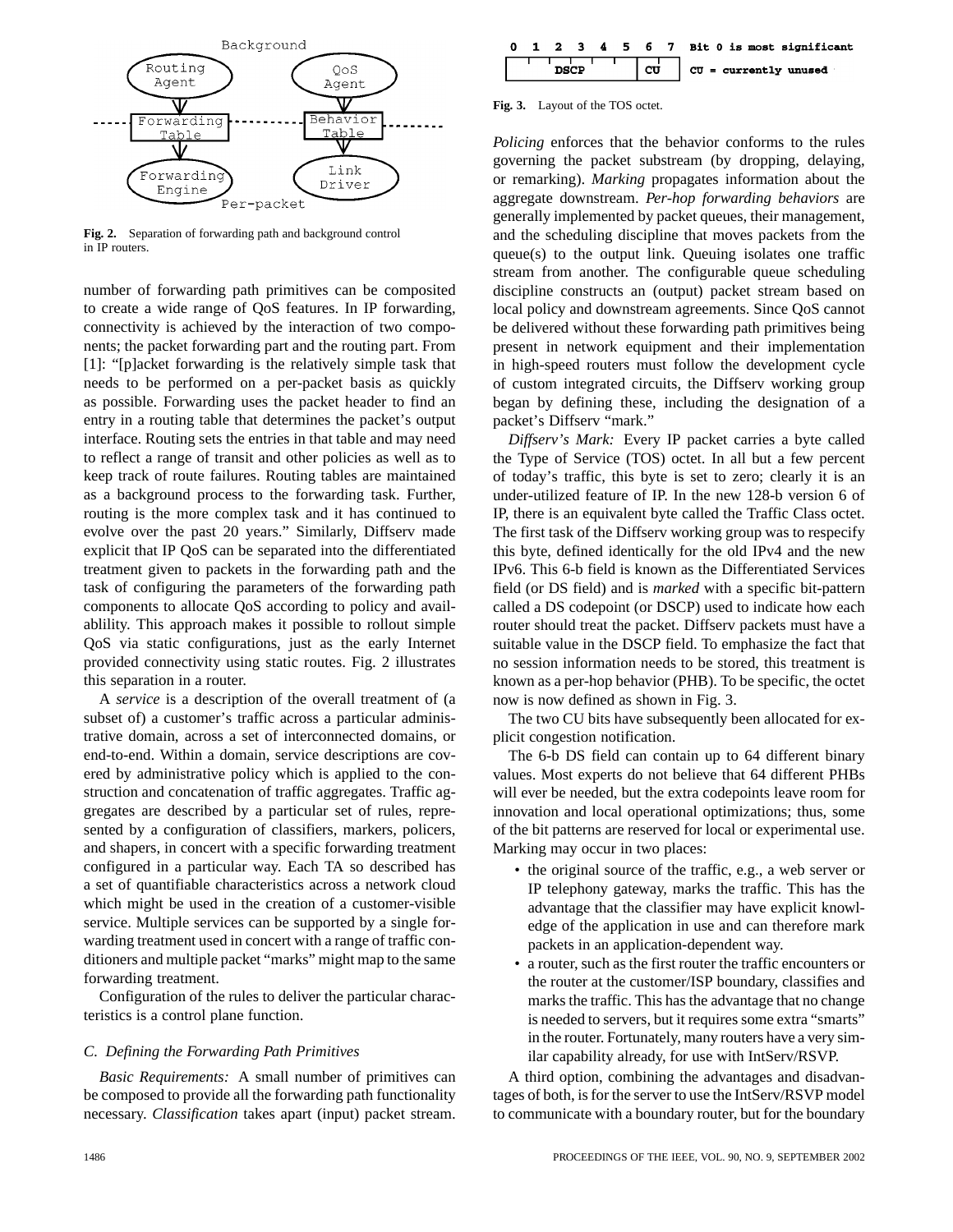Fig. 2. Separation of forwarding path and background control in IP routers.

number of forwarding path primitives can be composited to create a wide range of QoS features. In IP forwarding, connectivity is achieved by the interaction of two components; the packet forwarding part and the routing part. From [1]: "[p]acket forwarding is the relatively simple task that needs to be performed on a per-packet basis as quickly as possible. Forwarding uses the packet header to find an entry in a routing table that determines the packet's output interface. Routing sets the entries in that table and may need to reflect a range of transit and other policies as well as to keep track of route failures. Routing tables are maintained as a background process to the forwarding task. Further, routing is the more complex task and it has continued to evolve over the past 20 years." Similarly, Diffserv made explicit that IP QoS can be separated into the differentiated treatment given to packets in the forwarding path and the task of configuring the parameters of the forwarding path components to allocate QoS according to policy and availablility. This approach makes it possible to rollout simple QoS via static configurations, just as the early Internet provided connectivity using static routes. Fig. 2 illustrates this separation in a router.

A *service* is a description of the overall treatment of (a subset of) a customer's traffic across a particular administrative domain, across a set of interconnected domains, or end-to-end. Within a domain, service descriptions are covered by administrative policy which is applied to the construction and concatenation of traffic aggregates. Traffic aggregates are described by a particular set of rules, represented by a configuration of classifiers, markers, policers, and shapers, in concert with a specific forwarding treatment configured in a particular way. Each TA so described has a set of quantifiable characteristics across a network cloud which might be used in the creation of a customer-visible service. Multiple services can be supported by a single forwarding treatment used in concert with a range of traffic conditioners and multiple packet "marks" might map to the same forwarding treatment.

Configuration of the rules to deliver the particular characteristics is a control plane function.

### C. Defining the Forwarding Path Primitives

*Basic Requirements:* A small number of primitives can be composed to provide all the forwarding path functionality necessary. *Classification* takes apart (input) packet stream. *Policing* enforces that the behavior conforms to the rules governing the packet substream (by dropping, delaying, or remarking). *Marking* propagates information about the aggregate downstream. *Per-hop forwarding behaviors* are generally implemented by packet queues, their management, and the scheduling discipline that moves packets from the queue(s) to the output link. Queuing isolates one traffic stream from another. The configurable queue scheduling discipline constructs an (output) packet stream based on local policy and downstream agreements. Since QoS cannot be delivered without these forwarding path primitives being present in network equipment and their implementation in high-speed routers must follow the development cycle of custom integrated circuits, the Diffserv working group began by defining these, including the designation of a packet's Diffserv "mark."

Fig. 3. Layout of the TOS octet.

*Diffserv's Mark:* Every IP packet carries a byte called the Type of Service (TOS) octet. In all but a few percent of today's traffic, this byte is set to zero; clearly it is an under-utilized feature of IP. In the new 128-b version 6 of IP, there is an equivalent byte called the Traffic Class octet. The first task of the Diffserv working group was to respecify this byte, defined identically for the old IPv4 and the new IPv6. This 6-b field is known as the Differentiated Services field (or DS field) and is *marked* with a specific bit-pattern called a DS codepoint (or DSCP) used to indicate how each router should treat the packet. Diffserv packets must have a suitable value in the DSCP field. To emphasize the fact that no session information needs to be stored, this treatment is known as a per-hop behavior (PHB). To be specific, the octet now is now defined as shown in Fig. 3.

The two CU bits have subsequently been allocated for explicit congestion notification.

The 6-b DS field can contain up to 64 different binary values. Most experts do not believe that 64 different PHBs will ever be needed, but the extra codepoints leave room for innovation and local operational optimizations; thus, some of the bit patterns are reserved for local or experimental use. Marking may occur in two places:

- the original source of the traffic, e.g., a web server or IP telephony gateway, marks the traffic. This has the advantage that the classifier may have explicit knowledge of the application in use and can therefore mark packets in an application-dependent way.
- a router, such as the first router the traffic encounters or the router at the customer/ISP boundary, classifies and marks the traffic. This has the advantage that no change is needed to servers, but it requires some extra "smarts" in the router. Fortunately, many routers have a very similar capability already, for use with IntServ/RSVP.

A third option, combining the advantages and disadvantages of both, is for the server to use the IntServ/RSVP model to communicate with a boundary router, but for the boundary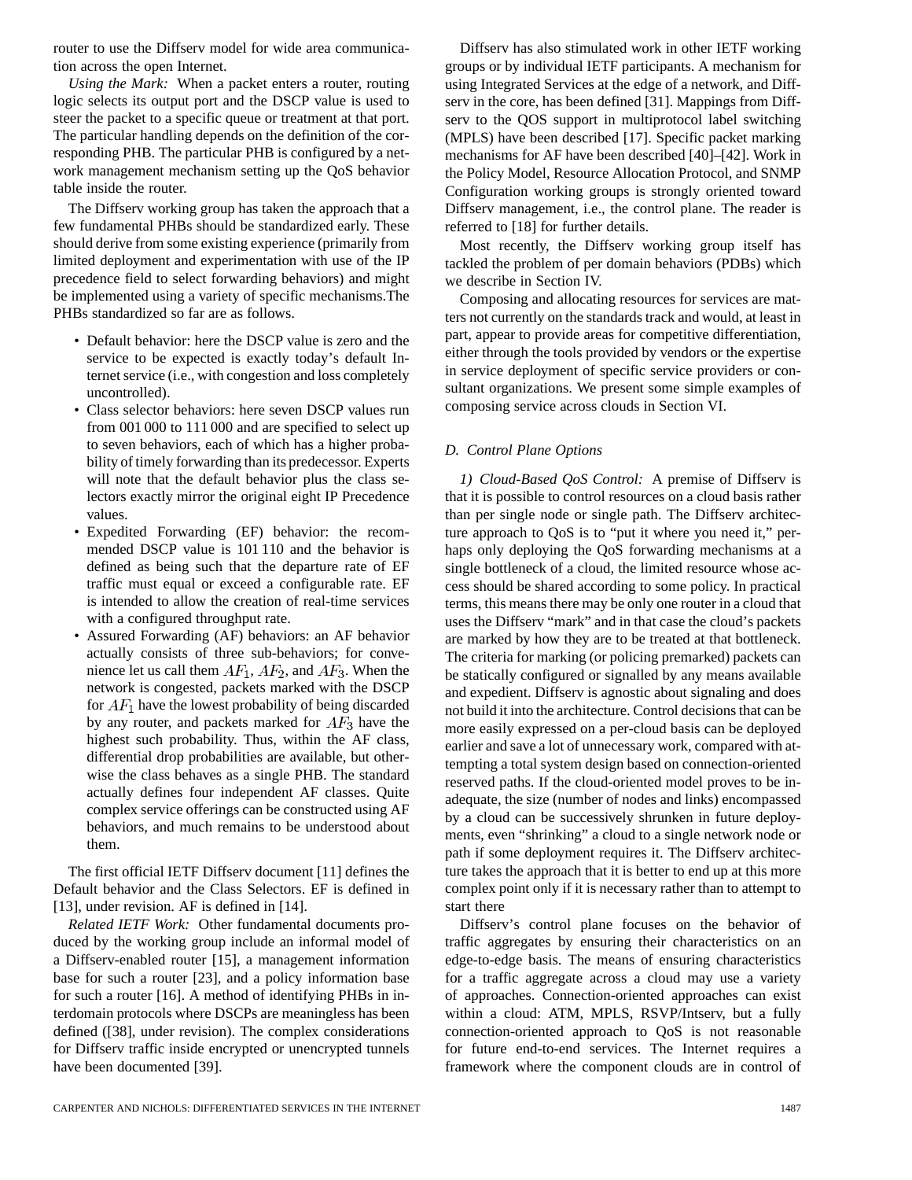router to use the Diffserv model for wide area communication across the open Internet.

*Using the Mark:* When a packet enters a router, routing logic selects its output port and the DSCP value is used to steer the packet to a specific queue or treatment at that port. The particular handling depends on the definition of the corresponding PHB. The particular PHB is configured by a network management mechanism setting up the QoS behavior table inside the router.

The Diffserv working group has taken the approach that a few fundamental PHBs should be standardized early. These should derive from some existing experience (primarily from limited deployment and experimentation with use of the IP precedence field to select forwarding behaviors) and might be implemented using a variety of specific mechanisms.The PHBs standardized so far are as follows.

- Default behavior: here the DSCP value is zero and the service to be expected is exactly today's default Internet service (i.e., with congestion and loss completely uncontrolled).
- Class selector behaviors: here seven DSCP values run from 001 000 to 111 000 and are specified to select up to seven behaviors, each of which has a higher probability of timely forwarding than its predecessor. Experts will note that the default behavior plus the class selectors exactly mirror the original eight IP Precedence values.
- Expedited Forwarding (EF) behavior: the recommended DSCP value is 101 110 and the behavior is defined as being such that the departure rate of EF traffic must equal or exceed a configurable rate. EF is intended to allow the creation of real-time services with a configured throughput rate.
- Assured Forwarding (AF) behaviors: an AF behavior actually consists of three sub-behaviors; for convenience let us call them $AF_1$, $AF_2$, and $AF_3$. When the network is congested, packets marked with the DSCP for $AF_1$ have the lowest probability of being discarded by any router, and packets marked for $AF_3$ have the highest such probability. Thus, within the AF class, differential drop probabilities are available, but otherwise the class behaves as a single PHB. The standard actually defines four independent AF classes. Quite complex service offerings can be constructed using AF behaviors, and much remains to be understood about them.

The first official IETF Diffserv document [11] defines the Default behavior and the Class Selectors. EF is defined in [13], under revision. AF is defined in [14].

*Related IETF Work:* Other fundamental documents produced by the working group include an informal model of a Diffserv-enabled router [15], a management information base for such a router [23], and a policy information base for such a router [16]. A method of identifying PHBs in interdomain protocols where DSCPs are meaningless has been defined ([38], under revision). The complex considerations for Diffserv traffic inside encrypted or unencrypted tunnels have been documented [39].

Diffserv has also stimulated work in other IETF working groups or by individual IETF participants. A mechanism for using Integrated Services at the edge of a network, and Diffserv in the core, has been defined [31]. Mappings from Diffserv to the QOS support in multiprotocol label switching (MPLS) have been described [17]. Specific packet marking mechanisms for AF have been described [40]–[42]. Work in the Policy Model, Resource Allocation Protocol, and SNMP Configuration working groups is strongly oriented toward Diffserv management, i.e., the control plane. The reader is referred to [18] for further details.

Most recently, the Diffserv working group itself has tackled the problem of per domain behaviors (PDBs) which we describe in Section IV.

Composing and allocating resources for services are matters not currently on the standards track and would, at least in part, appear to provide areas for competitive differentiation, either through the tools provided by vendors or the expertise in service deployment of specific service providers or consultant organizations. We present some simple examples of composing service across clouds in Section VI.

### *D. Control Plane Options*

*1) Cloud-Based QoS Control:* A premise of Diffserv is that it is possible to control resources on a cloud basis rather than per single node or single path. The Diffserv architecture approach to QoS is to "put it where you need it," perhaps only deploying the QoS forwarding mechanisms at a single bottleneck of a cloud, the limited resource whose access should be shared according to some policy. In practical terms, this means there may be only one router in a cloud that uses the Diffserv "mark" and in that case the cloud's packets are marked by how they are to be treated at that bottleneck. The criteria for marking (or policing premarked) packets can be statically configured or signalled by any means available and expedient. Diffserv is agnostic about signaling and does not build it into the architecture. Control decisions that can be more easily expressed on a per-cloud basis can be deployed earlier and save a lot of unnecessary work, compared with attempting a total system design based on connection-oriented reserved paths. If the cloud-oriented model proves to be inadequate, the size (number of nodes and links) encompassed by a cloud can be successively shrunken in future deployments, even "shrinking" a cloud to a single network node or path if some deployment requires it. The Diffserv architecture takes the approach that it is better to end up at this more complex point only if it is necessary rather than to attempt to start there

Diffserv's control plane focuses on the behavior of traffic aggregates by ensuring their characteristics on an edge-to-edge basis. The means of ensuring characteristics for a traffic aggregate across a cloud may use a variety of approaches. Connection-oriented approaches can exist within a cloud: ATM, MPLS, RSVP/Intserv, but a fully connection-oriented approach to QoS is not reasonable for future end-to-end services. The Internet requires a framework where the component clouds are in control of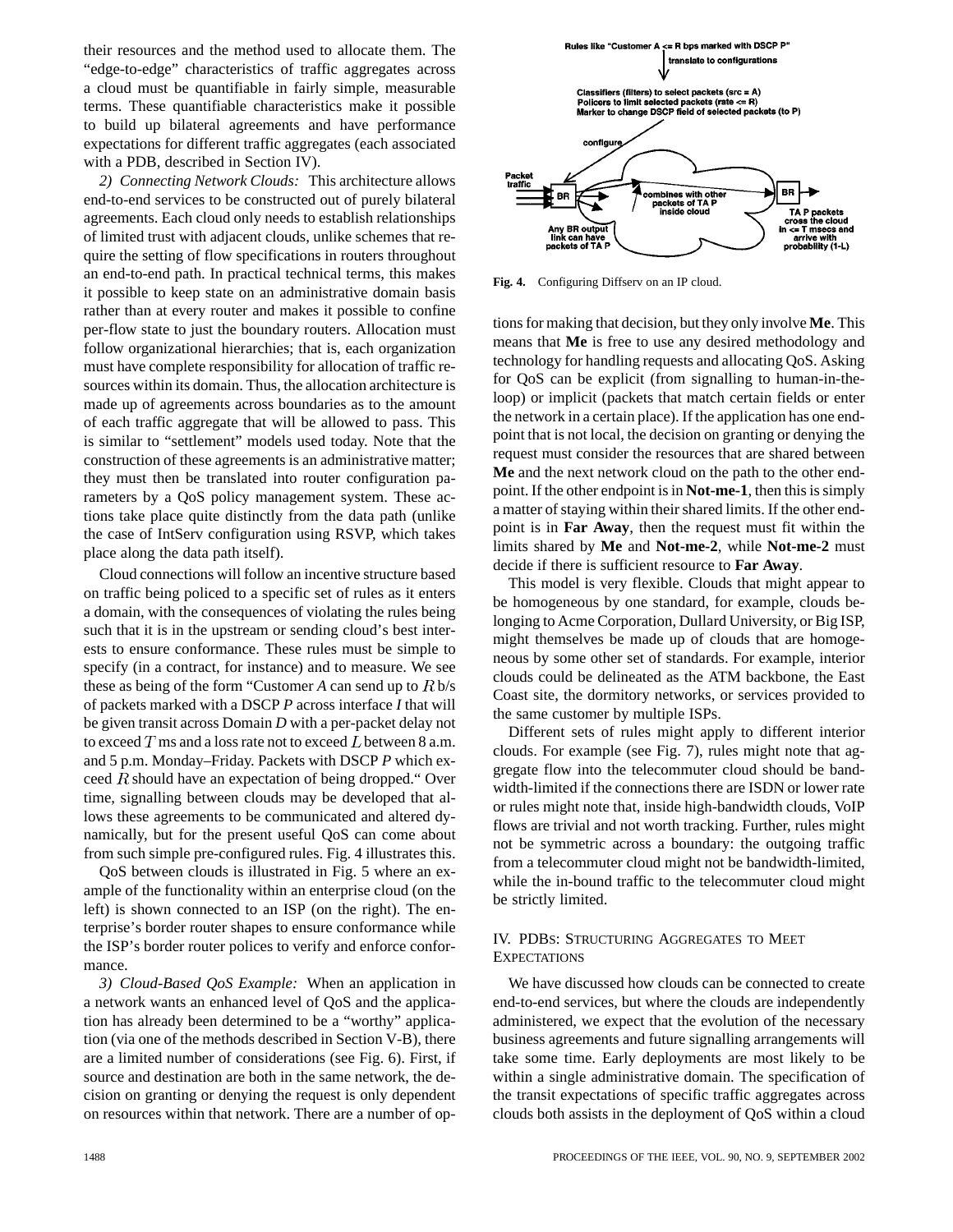their resources and the method used to allocate them. The "edge-to-edge" characteristics of traffic aggregates across a cloud must be quantifiable in fairly simple, measurable terms. These quantifiable characteristics make it possible to build up bilateral agreements and have performance expectations for different traffic aggregates (each associated with a PDB, described in Section IV).

*2) Connecting Network Clouds:* This architecture allows end-to-end services to be constructed out of purely bilateral agreements. Each cloud only needs to establish relationships of limited trust with adjacent clouds, unlike schemes that require the setting of flow specifications in routers throughout an end-to-end path. In practical technical terms, this makes it possible to keep state on an administrative domain basis rather than at every router and makes it possible to confine per-flow state to just the boundary routers. Allocation must follow organizational hierarchies; that is, each organization must have complete responsibility for allocation of traffic resources within its domain. Thus, the allocation architecture is made up of agreements across boundaries as to the amount of each traffic aggregate that will be allowed to pass. This is similar to "settlement" models used today. Note that the construction of these agreements is an administrative matter; they must then be translated into router configuration parameters by a QoS policy management system. These actions take place quite distinctly from the data path (unlike the case of IntServ configuration using RSVP, which takes place along the data path itself).

Cloud connections will follow an incentive structure based on traffic being policed to a specific set of rules as it enters a domain, with the consequences of violating the rules being such that it is in the upstream or sending cloud's best interests to ensure conformance. These rules must be simple to specify (in a contract, for instance) and to measure. We see these as being of the form "Customer *A* can send up to $R$ b/s of packets marked with a DSCP *P* across interface *I* that will be given transit across Domain *D* with a per-packet delay not to exceed $T$ ms and a loss rate not to exceed $L$ between 8 a.m. and 5 p.m. Monday–Friday. Packets with DSCP *P* which exceed $R$ should have an expectation of being dropped." Over time, signalling between clouds may be developed that allows these agreements to be communicated and altered dynamically, but for the present useful QoS can come about from such simple pre-configured rules. Fig. 4 illustrates this.

QoS between clouds is illustrated in Fig. 5 where an example of the functionality within an enterprise cloud (on the left) is shown connected to an ISP (on the right). The enterprise's border router shapes to ensure conformance while the ISP's border router polices to verify and enforce conformance.

*3) Cloud-Based QoS Example:* When an application in a network wants an enhanced level of QoS and the application has already been determined to be a "worthy" application (via one of the methods described in Section V-B), there are a limited number of considerations (see Fig. 6). First, if source and destination are both in the same network, the decision on granting or denying the request is only dependent on resources within that network. There are a number of options for making that decision, but they only involve **Me**. This means that **Me** is free to use any desired methodology and technology for handling requests and allocating QoS. Asking for QoS can be explicit (from signalling to human-in-the-loop) or implicit (packets that match certain fields or enter the network in a certain place). If the application has one endpoint that is not local, the decision on granting or denying the request must consider the resources that are shared between **Me** and the next network cloud on the path to the other endpoint. If the other endpoint is in **Not-me-1**, then this is simply a matter of staying within their shared limits. If the other endpoint is in **Far Away**, then the request must fit within the limits shared by **Me** and **Not-me-2**, while **Not-me-2** must decide if there is sufficient resource to **Far Away**.

Rules like "Customer A <= R bps marked with DSCP P"
translate to configurations
Classifiers (filters) to select packets (src = A)
Policers to limit selected packets (rate <= R)
Marker to change DSCP field of selected packets (to P)
configure
Packet traffic
BR
combines with other packets of TA P inside cloud
BR
Any BR output link can have packets of TA P
TA P packets cross the cloud in <= T msecs and arrive with probability (1-L)

**Fig. 4.** Configuring Diffserv on an IP cloud.

This model is very flexible. Clouds that might appear to be homogeneous by one standard, for example, clouds belonging to Acme Corporation, Dullard University, or Big ISP, might themselves be made up of clouds that are homogeneous by some other set of standards. For example, interior clouds could be delineated as the ATM backbone, the East Coast site, the dormitory networks, or services provided to the same customer by multiple ISPs.

Different sets of rules might apply to different interior clouds. For example (see Fig. 7), rules might note that aggregate flow into the telecommuter cloud should be bandwidth-limited if the connections there are ISDN or lower rate or rules might note that, inside high-bandwidth clouds, VoIP flows are trivial and not worth tracking. Further, rules might not be symmetric across a boundary: the outgoing traffic from a telecommuter cloud might not be bandwidth-limited, while the in-bound traffic to the telecommuter cloud might be strictly limited.

## IV. PDBs: Structuring Aggregates to Meet Expectations

We have discussed how clouds can be connected to create end-to-end services, but where the clouds are independently administered, we expect that the evolution of the necessary business agreements and future signalling arrangements will take some time. Early deployments are most likely to be within a single administrative domain. The specification of the transit expectations of specific traffic aggregates across clouds both assists in the deployment of QoS within a cloud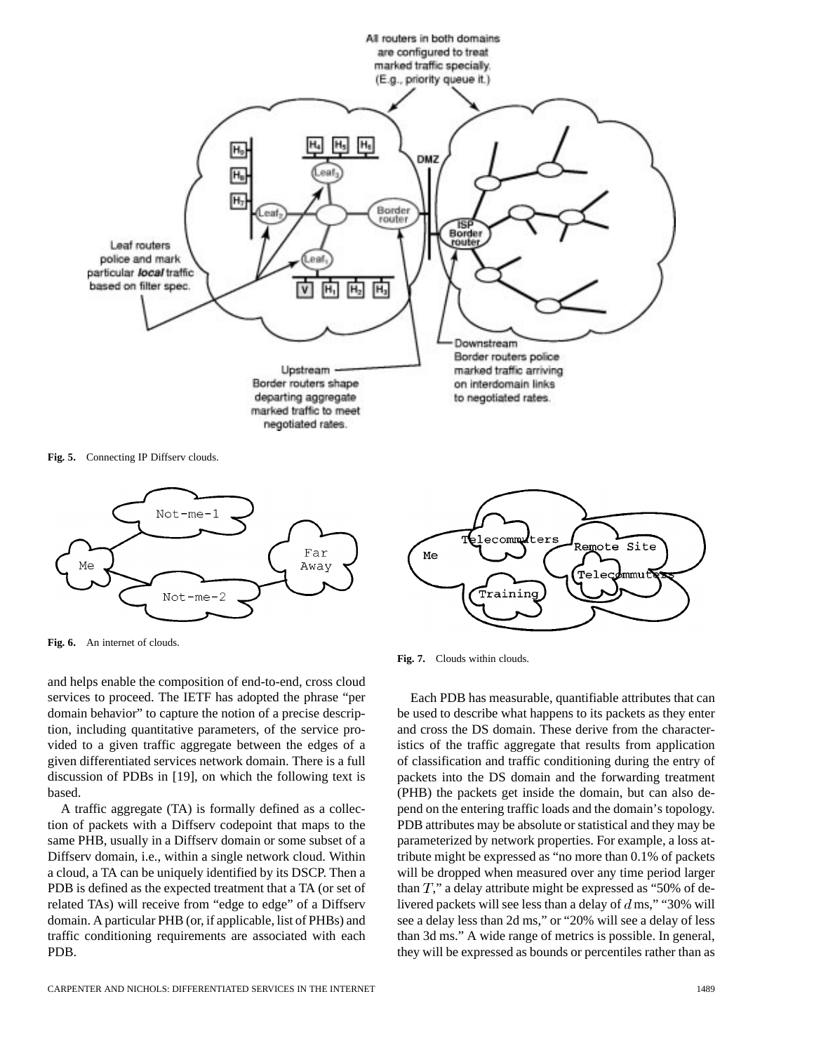All routers in both domains are configured to treat marked traffic specially. (E.g., priority queue it.)

DMZ

Leaf routers police and mark particular *local* traffic based on filter spec.

Upstream Border routers shape departing aggregate marked traffic to meet negotiated rates.

Downstream Border routers police marked traffic arriving on interdomain links to negotiated rates.

**Fig. 5.** Connecting IP Diffserv clouds.

Not-me-1
Me
Far Away
Not-me-2

**Fig. 6.** An internet of clouds.

Telecommuters
Remote Site
Me
Telecommuters
Training

**Fig. 7.** Clouds within clouds.

and helps enable the composition of end-to-end, cross cloud services to proceed. The IETF has adopted the phrase "per domain behavior" to capture the notion of a precise description, including quantitative parameters, of the service provided to a given traffic aggregate between the edges of a given differentiated services network domain. There is a full discussion of PDBs in [19], on which the following text is based.

A traffic aggregate (TA) is formally defined as a collection of packets with a Diffserv codepoint that maps to the same PHB, usually in a Diffserv domain or some subset of a Diffserv domain, i.e., within a single network cloud. Within a cloud, a TA can be uniquely identified by its DSCP. Then a PDB is defined as the expected treatment that a TA (or set of related TAs) will receive from "edge to edge" of a Diffserv domain. A particular PHB (or, if applicable, list of PHBs) and traffic conditioning requirements are associated with each PDB.

Each PDB has measurable, quantifiable attributes that can be used to describe what happens to its packets as they enter and cross the DS domain. These derive from the characteristics of the traffic aggregate that results from application of classification and traffic conditioning during the entry of packets into the DS domain and the forwarding treatment (PHB) the packets get inside the domain, but can also depend on the entering traffic loads and the domain's topology. PDB attributes may be absolute or statistical and they may be parameterized by network properties. For example, a loss attribute might be expressed as "no more than 0.1% of packets will be dropped when measured over any time period larger than $T$," a delay attribute might be expressed as "50% of delivered packets will see less than a delay of $d$ ms," "30% will see a delay less than 2d ms," or "20% will see a delay of less than 3d ms." A wide range of metrics is possible. In general, they will be expressed as bounds or percentiles rather than as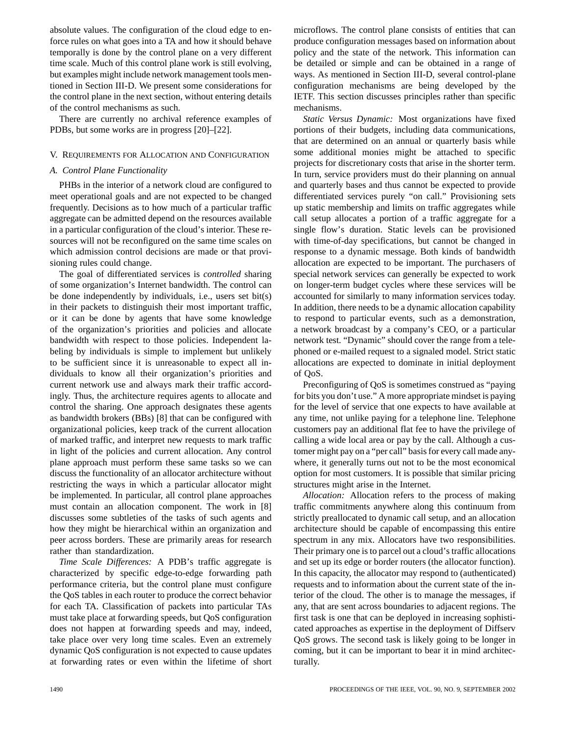absolute values. The configuration of the cloud edge to enforce rules on what goes into a TA and how it should behave temporally is done by the control plane on a very different time scale. Much of this control plane work is still evolving, but examples might include network management tools mentioned in Section III-D. We present some considerations for the control plane in the next section, without entering details of the control mechanisms as such.

There are currently no archival reference examples of PDBs, but some works are in progress [20]–[22].

## V. Requirements for Allocation and Configuration

### A. Control Plane Functionality

PHBs in the interior of a network cloud are configured to meet operational goals and are not expected to be changed frequently. Decisions as to how much of a particular traffic aggregate can be admitted depend on the resources available in a particular configuration of the cloud's interior. These resources will not be reconfigured on the same time scales on which admission control decisions are made or that provisioning rules could change.

The goal of differentiated services is *controlled* sharing of some organization's Internet bandwidth. The control can be done independently by individuals, i.e., users set bit(s) in their packets to distinguish their most important traffic, or it can be done by agents that have some knowledge of the organization's priorities and policies and allocate bandwidth with respect to those policies. Independent labeling by individuals is simple to implement but unlikely to be sufficient since it is unreasonable to expect all individuals to know all their organization's priorities and current network use and always mark their traffic accordingly. Thus, the architecture requires agents to allocate and control the sharing. One approach designates these agents as bandwidth brokers (BBs) [8] that can be configured with organizational policies, keep track of the current allocation of marked traffic, and interpret new requests to mark traffic in light of the policies and current allocation. Any control plane approach must perform these same tasks so we can discuss the functionality of an allocator architecture without restricting the ways in which a particular allocator might be implemented. In particular, all control plane approaches must contain an allocation component. The work in [8] discusses some subtleties of the tasks of such agents and how they might be hierarchical within an organization and peer across borders. These are primarily areas for research rather than standardization.

*Time Scale Differences:* A PDB's traffic aggregate is characterized by specific edge-to-edge forwarding path performance criteria, but the control plane must configure the QoS tables in each router to produce the correct behavior for each TA. Classification of packets into particular TAs must take place at forwarding speeds, but QoS configuration does not happen at forwarding speeds and may, indeed, take place over very long time scales. Even an extremely dynamic QoS configuration is not expected to cause updates at forwarding rates or even within the lifetime of short microflows. The control plane consists of entities that can produce configuration messages based on information about policy and the state of the network. This information can be detailed or simple and can be obtained in a range of ways. As mentioned in Section III-D, several control-plane configuration mechanisms are being developed by the IETF. This section discusses principles rather than specific mechanisms.

*Static Versus Dynamic:* Most organizations have fixed portions of their budgets, including data communications, that are determined on an annual or quarterly basis while some additional monies might be attached to specific projects for discretionary costs that arise in the shorter term. In turn, service providers must do their planning on annual and quarterly bases and thus cannot be expected to provide differentiated services purely "on call." Provisioning sets up static membership and limits on traffic aggregates while call setup allocates a portion of a traffic aggregate for a single flow's duration. Static levels can be provisioned with time-of-day specifications, but cannot be changed in response to a dynamic message. Both kinds of bandwidth allocation are expected to be important. The purchasers of special network services can generally be expected to work on longer-term budget cycles where these services will be accounted for similarly to many information services today. In addition, there needs to be a dynamic allocation capability to respond to particular events, such as a demonstration, a network broadcast by a company's CEO, or a particular network test. "Dynamic" should cover the range from a telephoned or e-mailed request to a signaled model. Strict static allocations are expected to dominate in initial deployment of QoS.

Preconfiguring of QoS is sometimes construed as "paying for bits you don't use." A more appropriate mindset is paying for the level of service that one expects to have available at any time, not unlike paying for a telephone line. Telephone customers pay an additional flat fee to have the privilege of calling a wide local area or pay by the call. Although a customer might pay on a "per call" basis for every call made anywhere, it generally turns out not to be the most economical option for most customers. It is possible that similar pricing structures might arise in the Internet.

*Allocation:* Allocation refers to the process of making traffic commitments anywhere along this continuum from strictly preallocated to dynamic call setup, and an allocation architecture should be capable of encompassing this entire spectrum in any mix. Allocators have two responsibilities. Their primary one is to parcel out a cloud's traffic allocations and set up its edge or border routers (the allocator function). In this capacity, the allocator may respond to (authenticated) requests and to information about the current state of the interior of the cloud. The other is to manage the messages, if any, that are sent across boundaries to adjacent regions. The first task is one that can be deployed in increasing sophisticated approaches as expertise in the deployment of Diffserv QoS grows. The second task is likely going to be longer in coming, but it can be important to bear it in mind architecturally.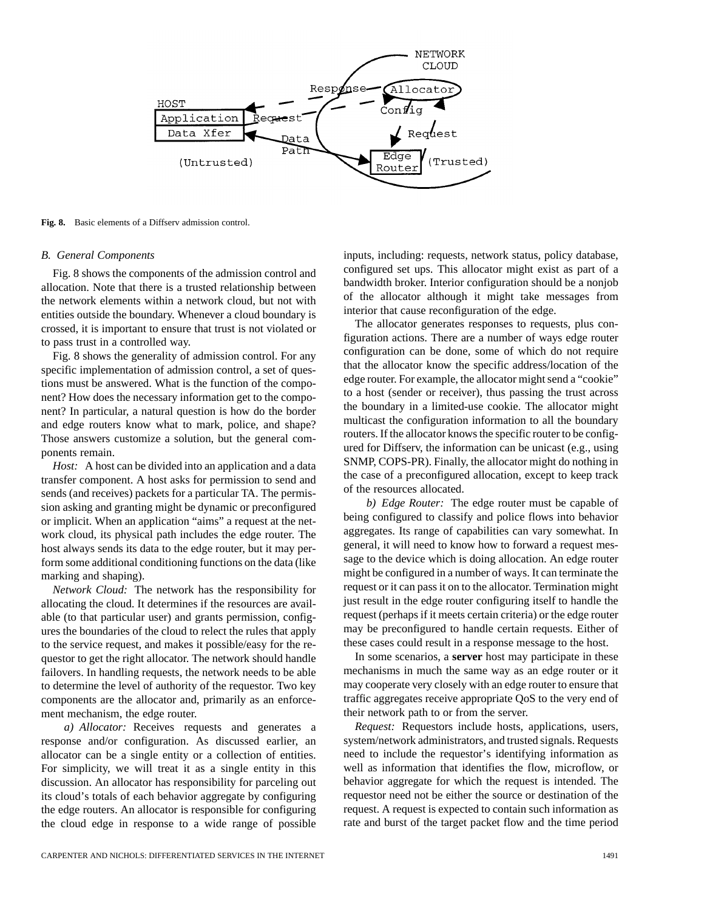HOST

Application

Data Xfer

(Untrusted)

Response

Request

Data Path

NETWORK CLOUD

Allocator

Config

Request

Edge Router

(Trusted)

**Fig. 8.** Basic elements of a Diffserv admission control.

### B. General Components

Fig. 8 shows the components of the admission control and allocation. Note that there is a trusted relationship between the network elements within a network cloud, but not with entities outside the boundary. Whenever a cloud boundary is crossed, it is important to ensure that trust is not violated or to pass trust in a controlled way.

Fig. 8 shows the generality of admission control. For any specific implementation of admission control, a set of questions must be answered. What is the function of the component? How does the necessary information get to the component? In particular, a natural question is how do the border and edge routers know what to mark, police, and shape? Those answers customize a solution, but the general components remain.

*Host:* A host can be divided into an application and a data transfer component. A host asks for permission to send and sends (and receives) packets for a particular TA. The permission asking and granting might be dynamic or preconfigured or implicit. When an application "aims" a request at the network cloud, its physical path includes the edge router. The host always sends its data to the edge router, but it may perform some additional conditioning functions on the data (like marking and shaping).

*Network Cloud:* The network has the responsibility for allocating the cloud. It determines if the resources are available (to that particular user) and grants permission, configures the boundaries of the cloud to relect the rules that apply to the service request, and makes it possible/easy for the requestor to get the right allocator. The network should handle failovers. In handling requests, the network needs to be able to determine the level of authority of the requestor. Two key components are the allocator and, primarily as an enforcement mechanism, the edge router.

*a) Allocator:* Receives requests and generates a response and/or configuration. As discussed earlier, an allocator can be a single entity or a collection of entities. For simplicity, we will treat it as a single entity in this discussion. An allocator has responsibility for parceling out its cloud's totals of each behavior aggregate by configuring the edge routers. An allocator is responsible for configuring the cloud edge in response to a wide range of possible inputs, including: requests, network status, policy database, configured set ups. This allocator might exist as part of a bandwidth broker. Interior configuration should be a nonjob of the allocator although it might take messages from interior that cause reconfiguration of the edge.

The allocator generates responses to requests, plus configuration actions. There are a number of ways edge router configuration can be done, some of which do not require that the allocator know the specific address/location of the edge router. For example, the allocator might send a "cookie" to a host (sender or receiver), thus passing the trust across the boundary in a limited-use cookie. The allocator might multicast the configuration information to all the boundary routers. If the allocator knows the specific router to be configured for Diffserv, the information can be unicast (e.g., using SNMP, COPS-PR). Finally, the allocator might do nothing in the case of a preconfigured allocation, except to keep track of the resources allocated.

*b) Edge Router:* The edge router must be capable of being configured to classify and police flows into behavior aggregates. Its range of capabilities can vary somewhat. In general, it will need to know how to forward a request message to the device which is doing allocation. An edge router might be configured in a number of ways. It can terminate the request or it can pass it on to the allocator. Termination might just result in the edge router configuring itself to handle the request (perhaps if it meets certain criteria) or the edge router may be preconfigured to handle certain requests. Either of these cases could result in a response message to the host.

In some scenarios, a **server** host may participate in these mechanisms in much the same way as an edge router or it may cooperate very closely with an edge router to ensure that traffic aggregates receive appropriate QoS to the very end of their network path to or from the server.

*Request:* Requestors include hosts, applications, users, system/network administrators, and trusted signals. Requests need to include the requestor's identifying information as well as information that identifies the flow, microflow, or behavior aggregate for which the request is intended. The requestor need not be either the source or destination of the request. A request is expected to contain such information as rate and burst of the target packet flow and the time period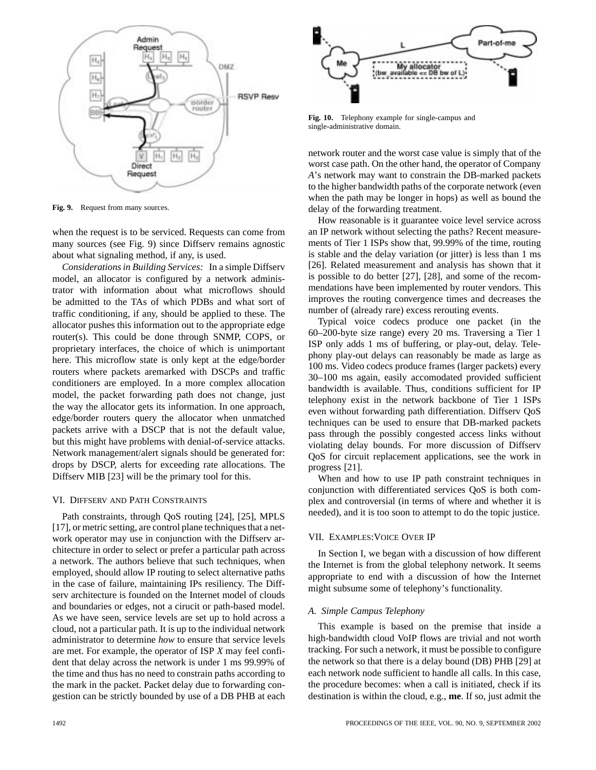Fig. 9. Request from many sources.

when the request is to be serviced. Requests can come from many sources (see Fig. 9) since Diffserv remains agnostic about what signaling method, if any, is used.

*Considerations in Building Services:* In a simple Diffserv model, an allocator is configured by a network administrator with information about what microflows should be admitted to the TAs of which PDBs and what sort of traffic conditioning, if any, should be applied to these. The allocator pushes this information out to the appropriate edge router(s). This could be done through SNMP, COPS, or proprietary interfaces, the choice of which is unimportant here. This microflow state is only kept at the edge/border routers where packets aremarked with DSCPs and traffic conditioners are employed. In a more complex allocation model, the packet forwarding path does not change, just the way the allocator gets its information. In one approach, edge/border routers query the allocator when unmatched packets arrive with a DSCP that is not the default value, but this might have problems with denial-of-service attacks. Network management/alert signals should be generated for: drops by DSCP, alerts for exceeding rate allocations. The Diffserv MIB [23] will be the primary tool for this.

## VI. Diffserv and Path Constraints

Path constraints, through QoS routing [24], [25], MPLS [17], or metric setting, are control plane techniques that a network operator may use in conjunction with the Diffserv architecture in order to select or prefer a particular path across a network. The authors believe that such techniques, when employed, should allow IP routing to select alternative paths in the case of failure, maintaining IPs resiliency. The Diffserv architecture is founded on the Internet model of clouds and boundaries or edges, not a cirucit or path-based model. As we have seen, service levels are set up to hold across a cloud, not a particular path. It is up to the individual network administrator to determine *how* to ensure that service levels are met. For example, the operator of ISP *X* may feel confident that delay across the network is under 1 ms 99.99% of the time and thus has no need to constrain paths according to the mark in the packet. Packet delay due to forwarding congestion can be strictly bounded by use of a DB PHB at each network router and the worst case value is simply that of the worst case path. On the other hand, the operator of Company *A*'s network may want to constrain the DB-marked packets to the higher bandwidth paths of the corporate network (even when the path may be longer in hops) as well as bound the delay of the forwarding treatment.

Fig. 10. Telephony example for single-campus and single-administrative domain.

How reasonable is it guarantee voice level service across an IP network without selecting the paths? Recent measurements of Tier 1 ISPs show that, 99.99% of the time, routing is stable and the delay variation (or jitter) is less than 1 ms [26]. Related measurement and analysis has shown that it is possible to do better [27], [28], and some of the recommendations have been implemented by router vendors. This improves the routing convergence times and decreases the number of (already rare) excess rerouting events.

Typical voice codecs produce one packet (in the 60–200-byte size range) every 20 ms. Traversing a Tier 1 ISP only adds 1 ms of buffering, or play-out, delay. Telephony play-out delays can reasonably be made as large as 100 ms. Video codecs produce frames (larger packets) every 30–100 ms again, easily accomodated provided sufficient bandwidth is available. Thus, conditions sufficient for IP telephony exist in the network backbone of Tier 1 ISPs even without forwarding path differentiation. Diffserv QoS techniques can be used to ensure that DB-marked packets pass through the possibly congested access links without violating delay bounds. For more discussion of Diffserv QoS for circuit replacement applications, see the work in progress [21].

When and how to use IP path constraint techniques in conjunction with differentiated services QoS is both complex and controversial (in terms of where and whether it is needed), and it is too soon to attempt to do the topic justice.

## VII. Examples: Voice Over IP

In Section I, we began with a discussion of how different the Internet is from the global telephony network. It seems appropriate to end with a discussion of how the Internet might subsume some of telephony's functionality.

### A. Simple Campus Telephony

This example is based on the premise that inside a high-bandwidth cloud VoIP flows are trivial and not worth tracking. For such a network, it must be possible to configure the network so that there is a delay bound (DB) PHB [29] at each network node sufficient to handle all calls. In this case, the procedure becomes: when a call is initiated, check if its destination is within the cloud, e.g., **me**. If so, just admit the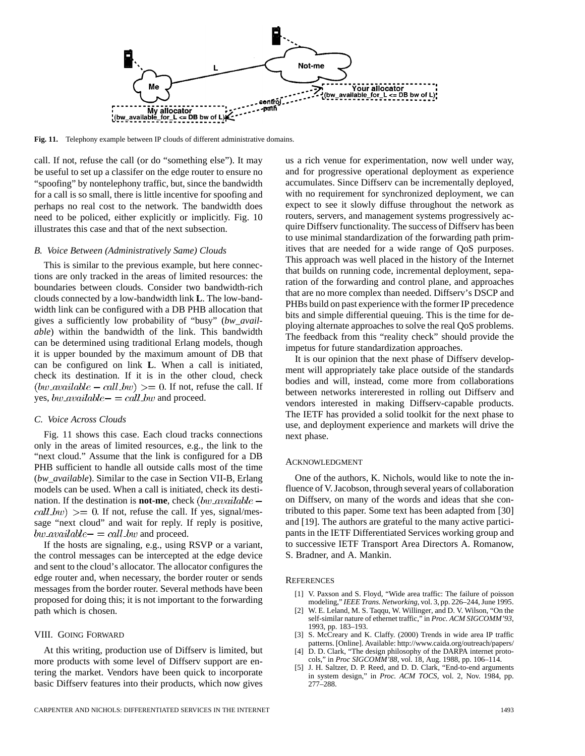Fig. 11. Telephony example between IP clouds of different administrative domains.

call. If not, refuse the call (or do "something else"). It may be useful to set up a classifer on the edge router to ensure no "spoofing" by nontelephony traffic, but, since the bandwidth for a call is so small, there is little incentive for spoofing and perhaps no real cost to the network. The bandwidth does need to be policed, either explicitly or implicitly. Fig. 10 illustrates this case and that of the next subsection.

### B. Voice Between (Administratively Same) Clouds

This is similar to the previous example, but here connections are only tracked in the areas of limited resources: the boundaries between clouds. Consider two bandwidth-rich clouds connected by a low-bandwidth link **L**. The low-bandwidth link can be configured with a DB PHB allocation that gives a sufficiently low probability of "busy" (*bw_available*) within the bandwidth of the link. This bandwidth can be determined using traditional Erlang models, though it is upper bounded by the maximum amount of DB that can be configured on link **L**. When a call is initiated, check its destination. If it is in the other cloud, check $(bw\_available - call\_bw) >= 0$. If not, refuse the call. If yes, $bw\_available - = call\_bw$ and proceed.

### C. Voice Across Clouds

Fig. 11 shows this case. Each cloud tracks connections only in the areas of limited resources, e.g., the link to the "next cloud." Assume that the link is configured for a DB PHB sufficient to handle all outside calls most of the time (*bw_available*). Similar to the case in Section VII-B, Erlang models can be used. When a call is initiated, check its destination. If the destination is **not-me**, check $(bw\_available - call\_bw) >= 0$. If not, refuse the call. If yes, signal/message "next cloud" and wait for reply. If reply is positive, $bw\_available - = call\_bw$ and proceed.

If the hosts are signaling, e.g., using RSVP or a variant, the control messages can be intercepted at the edge device and sent to the cloud's allocator. The allocator configures the edge router and, when necessary, the border router or sends messages from the border router. Several methods have been proposed for doing this; it is not important to the forwarding path which is chosen.

## VIII. Going Forward

At this writing, production use of Diffserv is limited, but more products with some level of Diffserv support are entering the market. Vendors have been quick to incorporate basic Diffserv features into their products, which now gives us a rich venue for experimentation, now well under way, and for progressive operational deployment as experience accumulates. Since Diffserv can be incrementally deployed, with no requirement for synchronized deployment, we can expect to see it slowly diffuse throughout the network as routers, servers, and management systems progressively acquire Diffserv functionality. The success of Diffserv has been to use minimal standardization of the forwarding path primitives that are needed for a wide range of QoS purposes. This approach was well placed in the history of the Internet that builds on running code, incremental deployment, separation of the forwarding and control plane, and approaches that are no more complex than needed. Diffserv's DSCP and PHBs build on past experience with the former IP precedence bits and simple differential queuing. This is the time for deploying alternate approaches to solve the real QoS problems. The feedback from this "reality check" should provide the impetus for future standardization approaches.

It is our opinion that the next phase of Diffserv development will appropriately take place outside of the standards bodies and will, instead, come more from collaborations between networks intererested in rolling out Diffserv and vendors interested in making Diffserv-capable products. The IETF has provided a solid toolkit for the next phase to use, and deployment experience and markets will drive the next phase.

## Acknowledgment

One of the authors, K. Nichols, would like to note the influence of V. Jacobson, through several years of collaboration on Diffserv, on many of the words and ideas that she contributed to this paper. Some text has been adapted from [30] and [19]. The authors are grateful to the many active participants in the IETF Differentiated Services working group and to successive IETF Transport Area Directors A. Romanow, S. Bradner, and A. Mankin.

## References

[1] V. Paxson and S. Floyd, "Wide area traffic: The failure of poisson modeling," *IEEE Trans. Networking*, vol. 3, pp. 226–244, June 1995.

[2] W. E. Leland, M. S. Taqqu, W. Willinger, and D. V. Wilson, "On the self-similar nature of ethernet traffic," in *Proc. ACM SIGCOMM'93*, 1993, pp. 183–193.

[3] S. McCreary and K. Claffy. (2000) Trends in wide area IP traffic patterns. [Online]. Available: http://www.caida.org/outreach/papers/

[4] D. D. Clark, "The design philosophy of the DARPA internet protocols," in *Proc SIGCOMM'88*, vol. 18, Aug. 1988, pp. 106–114.

[5] J. H. Saltzer, D. P. Reed, and D. D. Clark, "End-to-end arguments in system design," in *Proc. ACM TOCS*, vol. 2, Nov. 1984, pp. 277–288.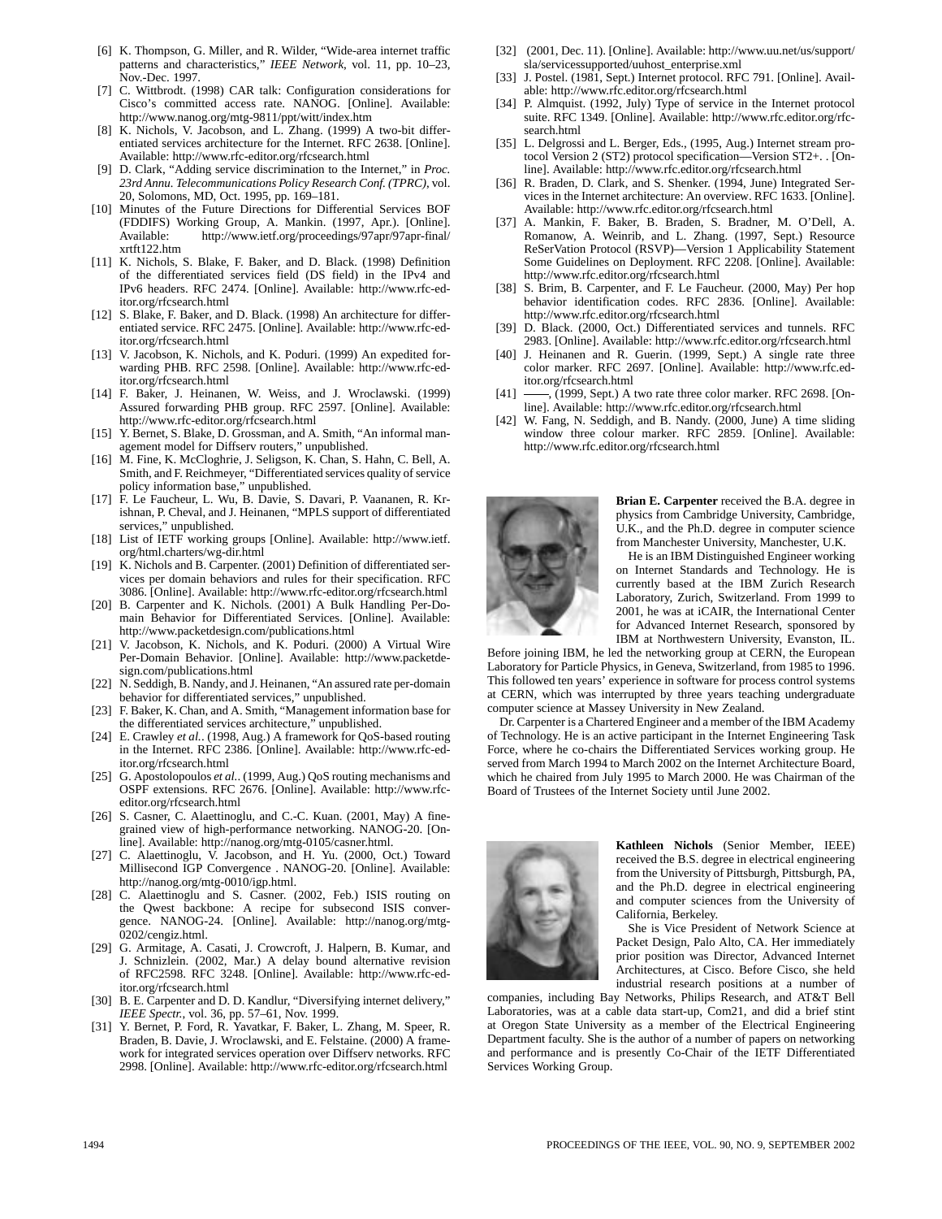[6] K. Thompson, G. Miller, and R. Wilder, "Wide-area internet traffic patterns and characteristics," *IEEE Network*, vol. 11, pp. 10–23, Nov.-Dec. 1997.

[7] C. Wittbrodt. (1998) CAR talk: Configuration considerations for Cisco's committed access rate. NANOG. [Online]. Available: http://www.nanog.org/mtg-9811/ppt/witt/index.htm

[8] K. Nichols, V. Jacobson, and L. Zhang. (1999) A two-bit differentiated services architecture for the Internet. RFC 2638. [Online]. Available: http://www.rfc-editor.org/rfcsearch.html

[9] D. Clark, "Adding service discrimination to the Internet," in *Proc. 23rd Annu. Telecommunications Policy Research Conf. (TPRC)*, vol. 20, Solomons, MD, Oct. 1995, pp. 169–181.

[10] Minutes of the Future Directions for Differential Services BOF (FDDIFS) Working Group, A. Mankin. (1997, Apr.). [Online]. Available: http://www.ietf.org/proceedings/97apr/97apr-final/xrtft122.htm

[11] K. Nichols, S. Blake, F. Baker, and D. Black. (1998) Definition of the differentiated services field (DS field) in the IPv4 and IPv6 headers. RFC 2474. [Online]. Available: http://www.rfc-editor.org/rfcsearch.html

[12] S. Blake, F. Baker, and D. Black. (1998) An architecture for differentiated service. RFC 2475. [Online]. Available: http://www.rfc-editor.org/rfcsearch.html

[13] V. Jacobson, K. Nichols, and K. Poduri. (1999) An expedited forwarding PHB. RFC 2598. [Online]. Available: http://www.rfc-editor.org/rfcsearch.html

[14] F. Baker, J. Heinanen, W. Weiss, and J. Wroclawski. (1999) Assured forwarding PHB group. RFC 2597. [Online]. Available: http://www.rfc-editor.org/rfcsearch.html

[15] Y. Bernet, S. Blake, D. Grossman, and A. Smith, "An informal management model for Diffserv routers," unpublished.

[16] M. Fine, K. McCloghrie, J. Seligson, K. Chan, S. Hahn, C. Bell, A. Smith, and F. Reichmeyer, "Differentiated services quality of service policy information base," unpublished.

[17] F. Le Faucheur, L. Wu, B. Davie, S. Davari, P. Vaananen, R. Krishnan, P. Cheval, and J. Heinanen, "MPLS support of differentiated services," unpublished.

[18] List of IETF working groups [Online]. Available: http://www.ietf.org/html.charters/wg-dir.html

[19] K. Nichols and B. Carpenter. (2001) Definition of differentiated services per domain behaviors and rules for their specification. RFC 3086. [Online]. Available: http://www.rfc-editor.org/rfcsearch.html

[20] B. Carpenter and K. Nichols. (2001) A Bulk Handling Per-Domain Behavior for Differentiated Services. [Online]. Available: http://www.packetdesign.com/publications.html

[21] V. Jacobson, K. Nichols, and K. Poduri. (2000) A Virtual Wire Per-Domain Behavior. [Online]. Available: http://www.packetdesign.com/publications.html

[22] N. Seddigh, B. Nandy, and J. Heinanen, "An assured rate per-domain behavior for differentiated services," unpublished.

[23] F. Baker, K. Chan, and A. Smith, "Management information base for the differentiated services architecture," unpublished.

[24] E. Crawley *et al.*. (1998, Aug.) A framework for QoS-based routing in the Internet. RFC 2386. [Online]. Available: http://www.rfc-editor.org/rfcsearch.html

[25] G. Apostolopoulos *et al.*. (1999, Aug.) QoS routing mechanisms and OSPF extensions. RFC 2676. [Online]. Available: http://www.rfc-editor.org/rfcsearch.html

[26] S. Casner, C. Alaettinoglu, and C.-C. Kuan. (2001, May) A fine-grained view of high-performance networking. NANOG-20. [Online]. Available: http://nanog.org/mtg-0105/casner.html.

[27] C. Alaettinoglu, V. Jacobson, and H. Yu. (2000, Oct.) Toward Millisecond IGP Convergence . NANOG-20. [Online]. Available: http://nanog.org/mtg-0010/igp.html.

[28] C. Alaettinoglu and S. Casner. (2002, Feb.) ISIS routing on the Qwest backbone: A recipe for subsecond ISIS convergence. NANOG-24. [Online]. Available: http://nanog.org/mtg-0202/cengiz.html.

[29] G. Armitage, A. Casati, J. Crowcroft, J. Halpern, B. Kumar, and J. Schnizlein. (2002, Mar.) A delay bound alternative revision of RFC2598. RFC 3248. [Online]. Available: http://www.rfc-editor.org/rfcsearch.html

[30] B. E. Carpenter and D. D. Kandlur, "Diversifying internet delivery," *IEEE Spectr.*, vol. 36, pp. 57–61, Nov. 1999.

[31] Y. Bernet, P. Ford, R. Yavatkar, F. Baker, L. Zhang, M. Speer, R. Braden, B. Davie, J. Wroclawski, and E. Felstaine. (2000) A framework for integrated services operation over Diffserv networks. RFC 2998. [Online]. Available: http://www.rfc-editor.org/rfcsearch.html

[32] (2001, Dec. 11). [Online]. Available: http://www.uu.net/us/support/sla/servicessupported/uuhost_enterprise.xml

[33] J. Postel. (1981, Sept.) Internet protocol. RFC 791. [Online]. Available: http://www.rfc.editor.org/rfcsearch.html

[34] P. Almquist. (1992, July) Type of service in the Internet protocol suite. RFC 1349. [Online]. Available: http://www.rfc.editor.org/rfcsearch.html

[35] L. Delgrossi and L. Berger, Eds., (1995, Aug.) Internet stream protocol Version 2 (ST2) protocol specification—Version ST2+. . [Online]. Available: http://www.rfc.editor.org/rfcsearch.html

[36] R. Braden, D. Clark, and S. Shenker. (1994, June) Integrated Services in the Internet architecture: An overview. RFC 1633. [Online]. Available: http://www.rfc.editor.org/rfcsearch.html

[37] A. Mankin, F. Baker, B. Braden, S. Bradner, M. O'Dell, A. Romanow, A. Weinrib, and L. Zhang. (1997, Sept.) Resource ReSerVation Protocol (RSVP)—Version 1 Applicability Statement Some Guidelines on Deployment. RFC 2208. [Online]. Available: http://www.rfc.editor.org/rfcsearch.html

[38] S. Brim, B. Carpenter, and F. Le Faucheur. (2000, May) Per hop behavior identification codes. RFC 2836. [Online]. Available: http://www.rfc.editor.org/rfcsearch.html

[39] D. Black. (2000, Oct.) Differentiated services and tunnels. RFC 2983. [Online]. Available: http://www.rfc.editor.org/rfcsearch.html

[40] J. Heinanen and R. Guerin. (1999, Sept.) A single rate three color marker. RFC 2697. [Online]. Available: http://www.rfc.editor.org/rfcsearch.html

[41] ——, (1999, Sept.) A two rate three color marker. RFC 2698. [Online]. Available: http://www.rfc.editor.org/rfcsearch.html

[42] W. Fang, N. Seddigh, and B. Nandy. (2000, June) A time sliding window three colour marker. RFC 2859. [Online]. Available: http://www.rfc.editor.org/rfcsearch.html

**Brian E. Carpenter** received the B.A. degree in physics from Cambridge University, Cambridge, U.K., and the Ph.D. degree in computer science from Manchester University, Manchester, U.K.

He is an IBM Distinguished Engineer working on Internet Standards and Technology. He is currently based at the IBM Zurich Research Laboratory, Zurich, Switzerland. From 1999 to 2001, he was at iCAIR, the International Center for Advanced Internet Research, sponsored by IBM at Northwestern University, Evanston, IL. Before joining IBM, he led the networking group at CERN, the European Laboratory for Particle Physics, in Geneva, Switzerland, from 1985 to 1996. This followed ten years' experience in software for process control systems at CERN, which was interrupted by three years teaching undergraduate computer science at Massey University in New Zealand.

Dr. Carpenter is a Chartered Engineer and a member of the IBM Academy of Technology. He is an active participant in the Internet Engineering Task Force, where he co-chairs the Differentiated Services working group. He served from March 1994 to March 2002 on the Internet Architecture Board, which he chaired from July 1995 to March 2000. He was Chairman of the Board of Trustees of the Internet Society until June 2002.

**Kathleen Nichols** (Senior Member, IEEE) received the B.S. degree in electrical engineering from the University of Pittsburgh, Pittsburgh, PA, and the Ph.D. degree in electrical engineering and computer sciences from the University of California, Berkeley.

She is Vice President of Network Science at Packet Design, Palo Alto, CA. Her immediately prior position was Director, Advanced Internet Architectures, at Cisco. Before Cisco, she held industrial research positions at a number of companies, including Bay Networks, Philips Research, and AT&T Bell Laboratories, was at a cable data start-up, Com21, and did a brief stint at Oregon State University as a member of the Electrical Engineering Department faculty. She is the author of a number of papers on networking and performance and is presently Co-Chair of the IETF Differentiated Services Working Group.